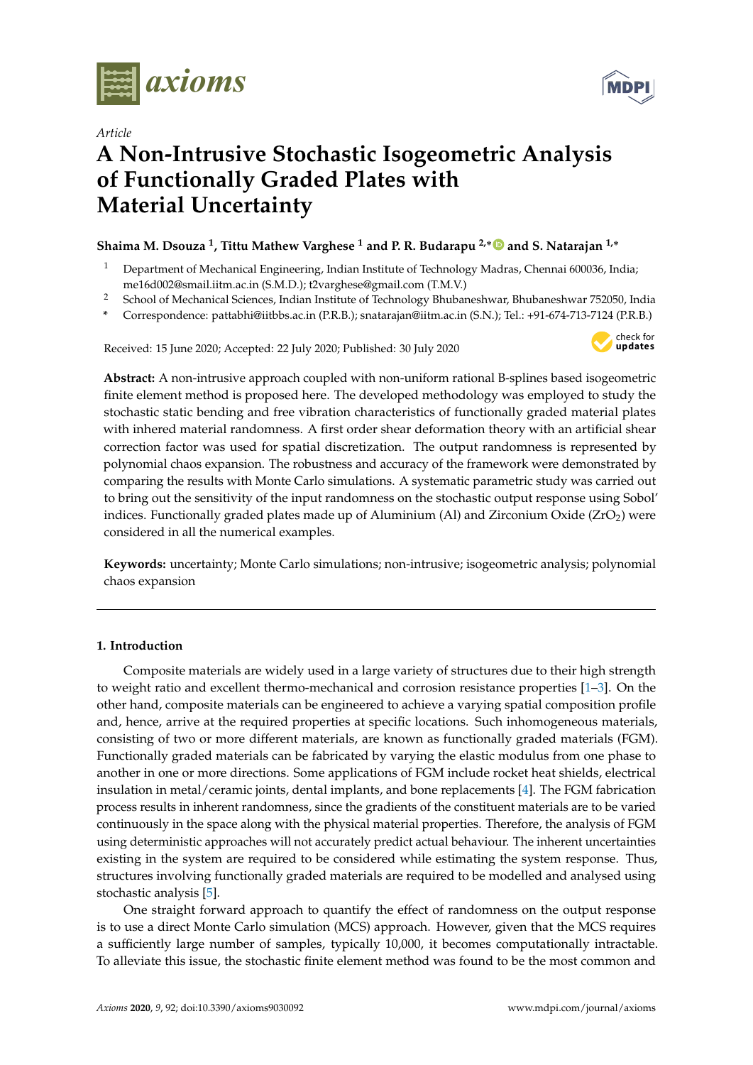*Article*

# A Non-Intrusive Stochastic Isogeometric Analysis of Functionally Graded Plates with Material Uncertainty

**Shaima M. Dsouza [1], Tittu Mathew Varghese [1] and P. R. Budarapu [2,*] and S. Natarajan [1,*]**

[1] Department of Mechanical Engineering, Indian Institute of Technology Madras, Chennai 600036, India; me16d002@smail.iitm.ac.in (S.M.D.); t2varghese@gmail.com (T.M.V.)

[2] School of Mechanical Sciences, Indian Institute of Technology Bhubaneshwar, Bhubaneshwar 752050, India

[*] Correspondence: pattabhi@iitbbs.ac.in (P.R.B.); snatarajan@iitm.ac.in (S.N.); Tel.: +91-674-713-7124 (P.R.B.)

Received: 15 June 2020; Accepted: 22 July 2020; Published: 30 July 2020

**Abstract:** A non-intrusive approach coupled with non-uniform rational B-splines based isogeometric finite element method is proposed here. The developed methodology was employed to study the stochastic static bending and free vibration characteristics of functionally graded material plates with inhered material randomness. A first order shear deformation theory with an artificial shear correction factor was used for spatial discretization. The output randomness is represented by polynomial chaos expansion. The robustness and accuracy of the framework were demonstrated by comparing the results with Monte Carlo simulations. A systematic parametric study was carried out to bring out the sensitivity of the input randomness on the stochastic output response using Sobol' indices. Functionally graded plates made up of Aluminium (Al) and Zirconium Oxide ($ZrO_2$) were considered in all the numerical examples.

**Keywords:** uncertainty; Monte Carlo simulations; non-intrusive; isogeometric analysis; polynomial chaos expansion

---

## 1. Introduction

Composite materials are widely used in a large variety of structures due to their high strength to weight ratio and excellent thermo-mechanical and corrosion resistance properties [1–3]. On the other hand, composite materials can be engineered to achieve a varying spatial composition profile and, hence, arrive at the required properties at specific locations. Such inhomogeneous materials, consisting of two or more different materials, are known as functionally graded materials (FGM). Functionally graded materials can be fabricated by varying the elastic modulus from one phase to another in one or more directions. Some applications of FGM include rocket heat shields, electrical insulation in metal/ceramic joints, dental implants, and bone replacements [4]. The FGM fabrication process results in inherent randomness, since the gradients of the constituent materials are to be varied continuously in the space along with the physical material properties. Therefore, the analysis of FGM using deterministic approaches will not accurately predict actual behaviour. The inherent uncertainties existing in the system are required to be considered while estimating the system response. Thus, structures involving functionally graded materials are required to be modelled and analysed using stochastic analysis [5].

One straight forward approach to quantify the effect of randomness on the output response is to use a direct Monte Carlo simulation (MCS) approach. However, given that the MCS requires a sufficiently large number of samples, typically 10,000, it becomes computationally intractable. To alleviate this issue, the stochastic finite element method was found to be the most common and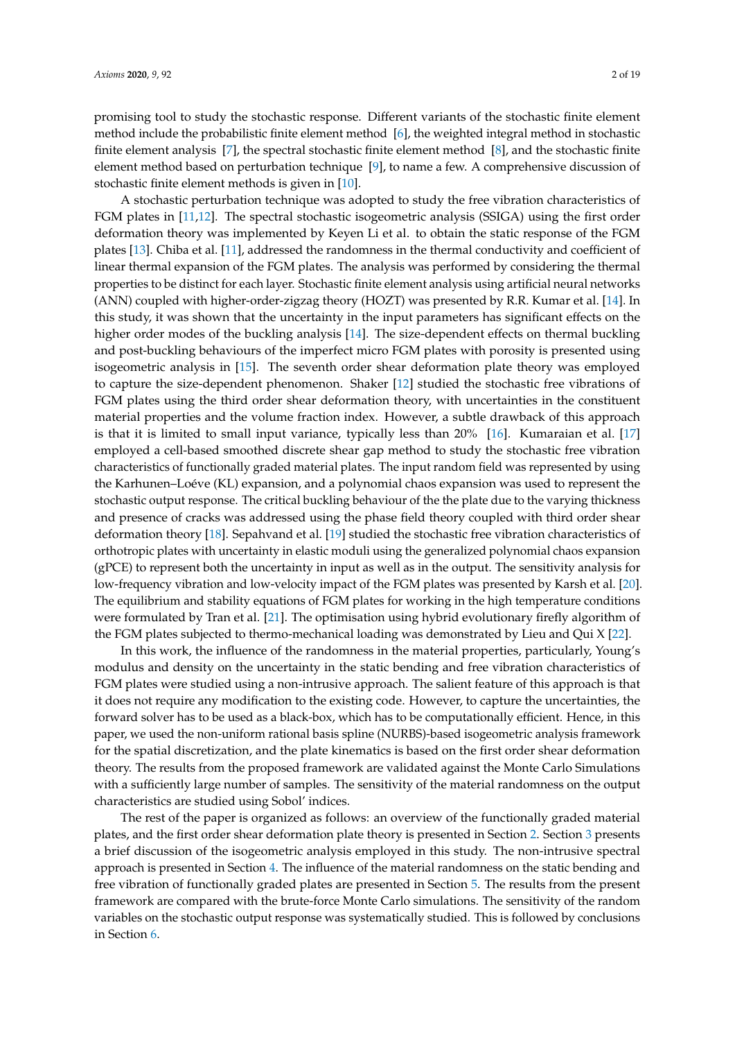promising tool to study the stochastic response. Different variants of the stochastic finite element method include the probabilistic finite element method [6], the weighted integral method in stochastic finite element analysis [7], the spectral stochastic finite element method [8], and the stochastic finite element method based on perturbation technique [9], to name a few. A comprehensive discussion of stochastic finite element methods is given in [10].

A stochastic perturbation technique was adopted to study the free vibration characteristics of FGM plates in [11,12]. The spectral stochastic isogeometric analysis (SSIGA) using the first order deformation theory was implemented by Keyen Li et al. to obtain the static response of the FGM plates [13]. Chiba et al. [11], addressed the randomness in the thermal conductivity and coefficient of linear thermal expansion of the FGM plates. The analysis was performed by considering the thermal properties to be distinct for each layer. Stochastic finite element analysis using artificial neural networks (ANN) coupled with higher-order-zigzag theory (HOZT) was presented by R.R. Kumar et al. [14]. In this study, it was shown that the uncertainty in the input parameters has significant effects on the higher order modes of the buckling analysis [14]. The size-dependent effects on thermal buckling and post-buckling behaviours of the imperfect micro FGM plates with porosity is presented using isogeometric analysis in [15]. The seventh order shear deformation plate theory was employed to capture the size-dependent phenomenon. Shaker [12] studied the stochastic free vibrations of FGM plates using the third order shear deformation theory, with uncertainties in the constituent material properties and the volume fraction index. However, a subtle drawback of this approach is that it is limited to small input variance, typically less than 20% [16]. Kumaraian et al. [17] employed a cell-based smoothed discrete shear gap method to study the stochastic free vibration characteristics of functionally graded material plates. The input random field was represented by using the Karhunen–Loéve (KL) expansion, and a polynomial chaos expansion was used to represent the stochastic output response. The critical buckling behaviour of the the plate due to the varying thickness and presence of cracks was addressed using the phase field theory coupled with third order shear deformation theory [18]. Sepahvand et al. [19] studied the stochastic free vibration characteristics of orthotropic plates with uncertainty in elastic moduli using the generalized polynomial chaos expansion (gPCE) to represent both the uncertainty in input as well as in the output. The sensitivity analysis for low-frequency vibration and low-velocity impact of the FGM plates was presented by Karsh et al. [20]. The equilibrium and stability equations of FGM plates for working in the high temperature conditions were formulated by Tran et al. [21]. The optimisation using hybrid evolutionary firefly algorithm of the FGM plates subjected to thermo-mechanical loading was demonstrated by Lieu and Qui X [22].

In this work, the influence of the randomness in the material properties, particularly, Young's modulus and density on the uncertainty in the static bending and free vibration characteristics of FGM plates were studied using a non-intrusive approach. The salient feature of this approach is that it does not require any modification to the existing code. However, to capture the uncertainties, the forward solver has to be used as a black-box, which has to be computationally efficient. Hence, in this paper, we used the non-uniform rational basis spline (NURBS)-based isogeometric analysis framework for the spatial discretization, and the plate kinematics is based on the first order shear deformation theory. The results from the proposed framework are validated against the Monte Carlo Simulations with a sufficiently large number of samples. The sensitivity of the material randomness on the output characteristics are studied using Sobol' indices.

The rest of the paper is organized as follows: an overview of the functionally graded material plates, and the first order shear deformation plate theory is presented in Section 2. Section 3 presents a brief discussion of the isogeometric analysis employed in this study. The non-intrusive spectral approach is presented in Section 4. The influence of the material randomness on the static bending and free vibration of functionally graded plates are presented in Section 5. The results from the present framework are compared with the brute-force Monte Carlo simulations. The sensitivity of the random variables on the stochastic output response was systematically studied. This is followed by conclusions in Section 6.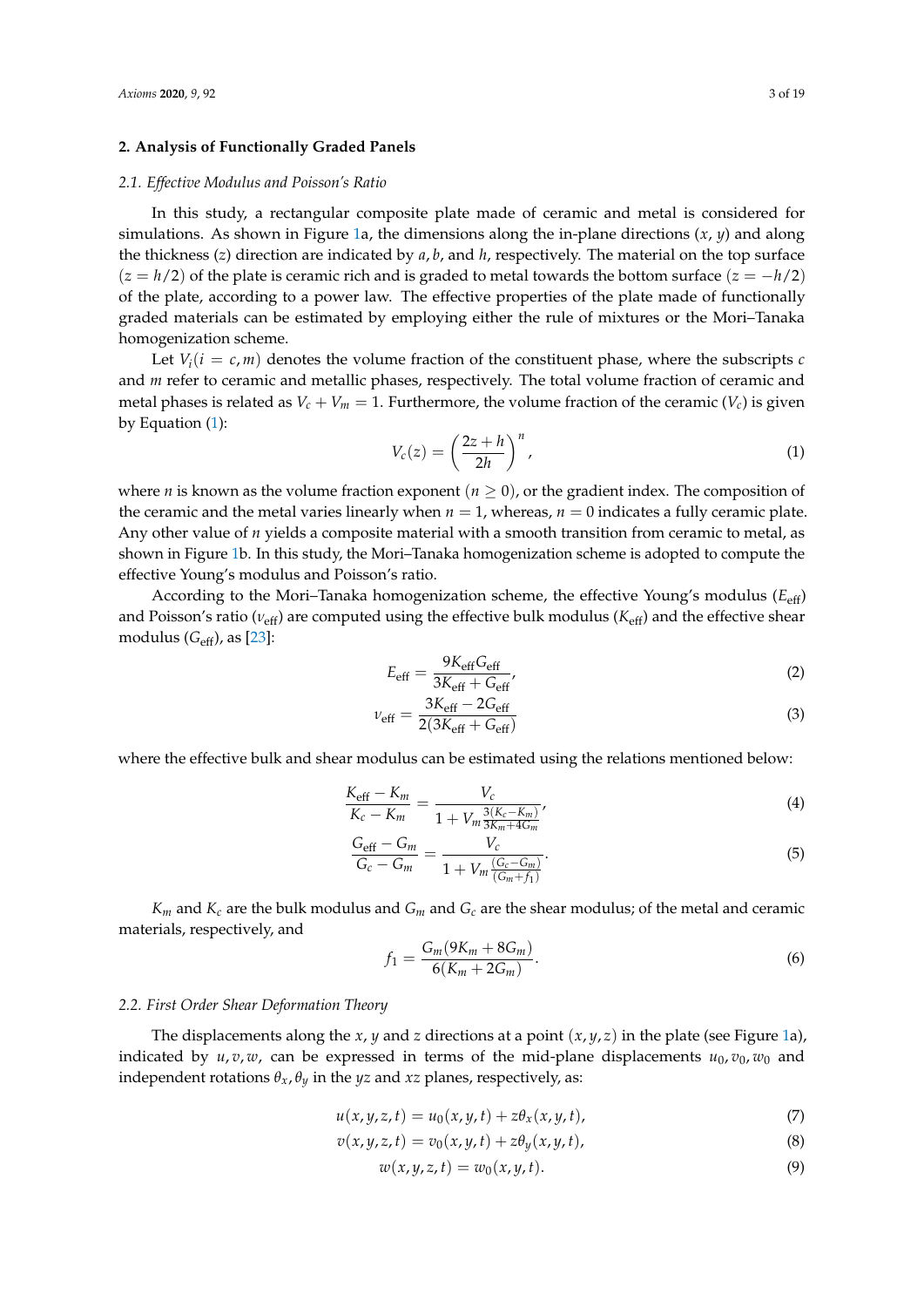## 2. Analysis of Functionally Graded Panels

### *2.1. Effective Modulus and Poisson's Ratio*

In this study, a rectangular composite plate made of ceramic and metal is considered for simulations. As shown in Figure 1a, the dimensions along the in-plane directions ($x$, $y$) and along the thickness ($z$) direction are indicated by $a, b$, and $h$, respectively. The material on the top surface ($z = h/2$) of the plate is ceramic rich and is graded to metal towards the bottom surface ($z = -h/2$) of the plate, according to a power law. The effective properties of the plate made of functionally graded materials can be estimated by employing either the rule of mixtures or the Mori–Tanaka homogenization scheme.

Let $V_i(i = c, m)$ denotes the volume fraction of the constituent phase, where the subscripts $c$ and $m$ refer to ceramic and metallic phases, respectively. The total volume fraction of ceramic and metal phases is related as $V_c + V_m = 1$. Furthermore, the volume fraction of the ceramic ($V_c$) is given by Equation (1):

$$V_c(z) = \left(\frac{2z + h}{2h}\right)^n, \tag{1}$$

where $n$ is known as the volume fraction exponent ($n \geq 0$), or the gradient index. The composition of the ceramic and the metal varies linearly when $n = 1$, whereas, $n = 0$ indicates a fully ceramic plate. Any other value of $n$ yields a composite material with a smooth transition from ceramic to metal, as shown in Figure 1b. In this study, the Mori–Tanaka homogenization scheme is adopted to compute the effective Young's modulus and Poisson's ratio.

According to the Mori–Tanaka homogenization scheme, the effective Young's modulus ($E_{\text{eff}}$) and Poisson's ratio ($\nu_{\text{eff}}$) are computed using the effective bulk modulus ($K_{\text{eff}}$) and the effective shear modulus ($G_{\text{eff}}$), as [23]:

$$E_{\text{eff}} = \frac{9K_{\text{eff}}G_{\text{eff}}}{3K_{\text{eff}} + G_{\text{eff}}}, \tag{2}$$

$$\nu_{\text{eff}} = \frac{3K_{\text{eff}} - 2G_{\text{eff}}}{2(3K_{\text{eff}} + G_{\text{eff}})} \tag{3}$$

where the effective bulk and shear modulus can be estimated using the relations mentioned below:

$$\frac{K_{\text{eff}} - K_m}{K_c - K_m} = \frac{V_c}{1 + V_m \frac{3(K_c - K_m)}{3K_m + 4G_m}}, \tag{4}$$

$$\frac{G_{\text{eff}} - G_m}{G_c - G_m} = \frac{V_c}{1 + V_m \frac{(G_c - G_m)}{(G_m + f_1)}}. \tag{5}$$

$K_m$ and $K_c$ are the bulk modulus and $G_m$ and $G_c$ are the shear modulus; of the metal and ceramic materials, respectively, and

$$f_1 = \frac{G_m(9K_m + 8G_m)}{6(K_m + 2G_m)}. \tag{6}$$

### *2.2. First Order Shear Deformation Theory*

The displacements along the $x$, $y$ and $z$ directions at a point $(x, y, z)$ in the plate (see Figure 1a), indicated by $u, v, w$, can be expressed in terms of the mid-plane displacements $u_0, v_0, w_0$ and independent rotations $\theta_x, \theta_y$ in the $yz$ and $xz$ planes, respectively, as:

$$u(x, y, z, t) = u_0(x, y, t) + z\theta_x(x, y, t), \tag{7}$$

$$v(x, y, z, t) = v_0(x, y, t) + z\theta_y(x, y, t), \tag{8}$$

$$w(x, y, z, t) = w_0(x, y, t). \tag{9}$$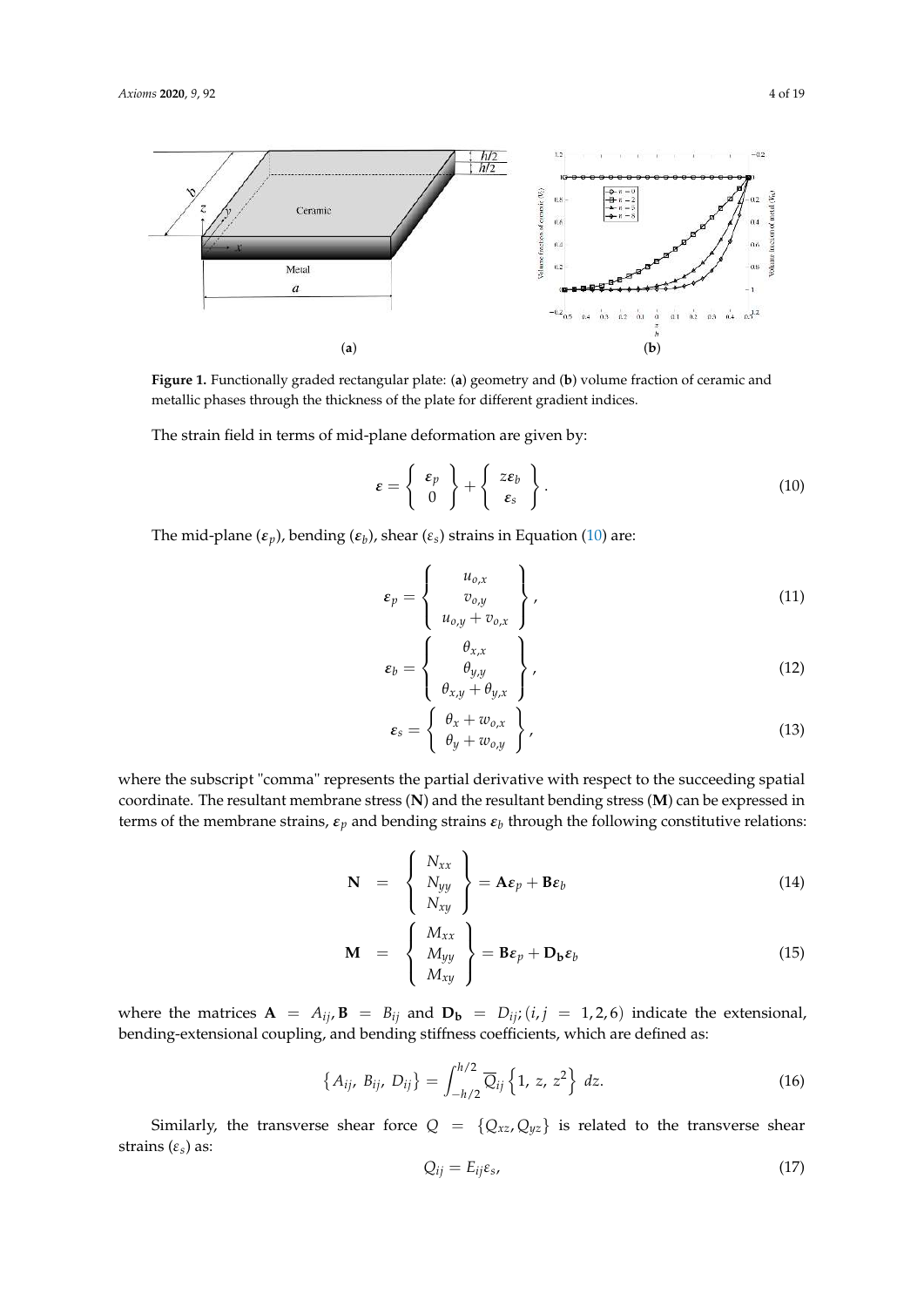**Figure 1.** Functionally graded rectangular plate: (**a**) geometry and (**b**) volume fraction of ceramic and metallic phases through the thickness of the plate for different gradient indices.

The strain field in terms of mid-plane deformation are given by:

$$\boldsymbol{\varepsilon} = \left\{ \begin{array}{c} \boldsymbol{\varepsilon}_p \\ 0 \end{array} \right\} + \left\{ \begin{array}{c} z\boldsymbol{\varepsilon}_b \\ \boldsymbol{\varepsilon}_s \end{array} \right\}. \tag{10}$$

The mid-plane ($\boldsymbol{\varepsilon}_p$), bending ($\boldsymbol{\varepsilon}_b$), shear ($\varepsilon_s$) strains in Equation (10) are:

$$\boldsymbol{\varepsilon}_p = \left\{ \begin{array}{c} u_{o,x} \\ v_{o,y} \\ u_{o,y} + v_{o,x} \end{array} \right\}, \tag{11}$$

$$\boldsymbol{\varepsilon}_b = \left\{ \begin{array}{c} \theta_{x,x} \\ \theta_{y,y} \\ \theta_{x,y} + \theta_{y,x} \end{array} \right\}, \tag{12}$$

$$\boldsymbol{\varepsilon}_s = \left\{ \begin{array}{c} \theta_x + w_{o,x} \\ \theta_y + w_{o,y} \end{array} \right\}, \tag{13}$$

where the subscript "comma" represents the partial derivative with respect to the succeeding spatial coordinate. The resultant membrane stress (**N**) and the resultant bending stress (**M**) can be expressed in terms of the membrane strains, $\boldsymbol{\varepsilon}_p$ and bending strains $\boldsymbol{\varepsilon}_b$ through the following constitutive relations:

$$\mathbf{N} = \left\{ \begin{array}{c} N_{xx} \\ N_{yy} \\ N_{xy} \end{array} \right\} = \mathbf{A}\boldsymbol{\varepsilon}_p + \mathbf{B}\boldsymbol{\varepsilon}_b \tag{14}$$

$$\mathbf{M} = \left\{ \begin{array}{c} M_{xx} \\ M_{yy} \\ M_{xy} \end{array} \right\} = \mathbf{B}\boldsymbol{\varepsilon}_p + \mathbf{D_b}\boldsymbol{\varepsilon}_b \tag{15}$$

where the matrices $\mathbf{A} = A_{ij}, \mathbf{B} = B_{ij}$ and $\mathbf{D_b} = D_{ij}; (i,j = 1,2,6)$ indicate the extensional, bending-extensional coupling, and bending stiffness coefficients, which are defined as:

$$\left\{ A_{ij},\ B_{ij},\ D_{ij} \right\} = \int_{-h/2}^{h/2} \overline{Q}_{ij} \left\{ 1,\ z,\ z^2 \right\}\ dz. \tag{16}$$

Similarly, the transverse shear force $Q = \{Q_{xz}, Q_{yz}\}$ is related to the transverse shear strains ($\varepsilon_s$) as:

$$Q_{ij} = E_{ij}\varepsilon_s, \tag{17}$$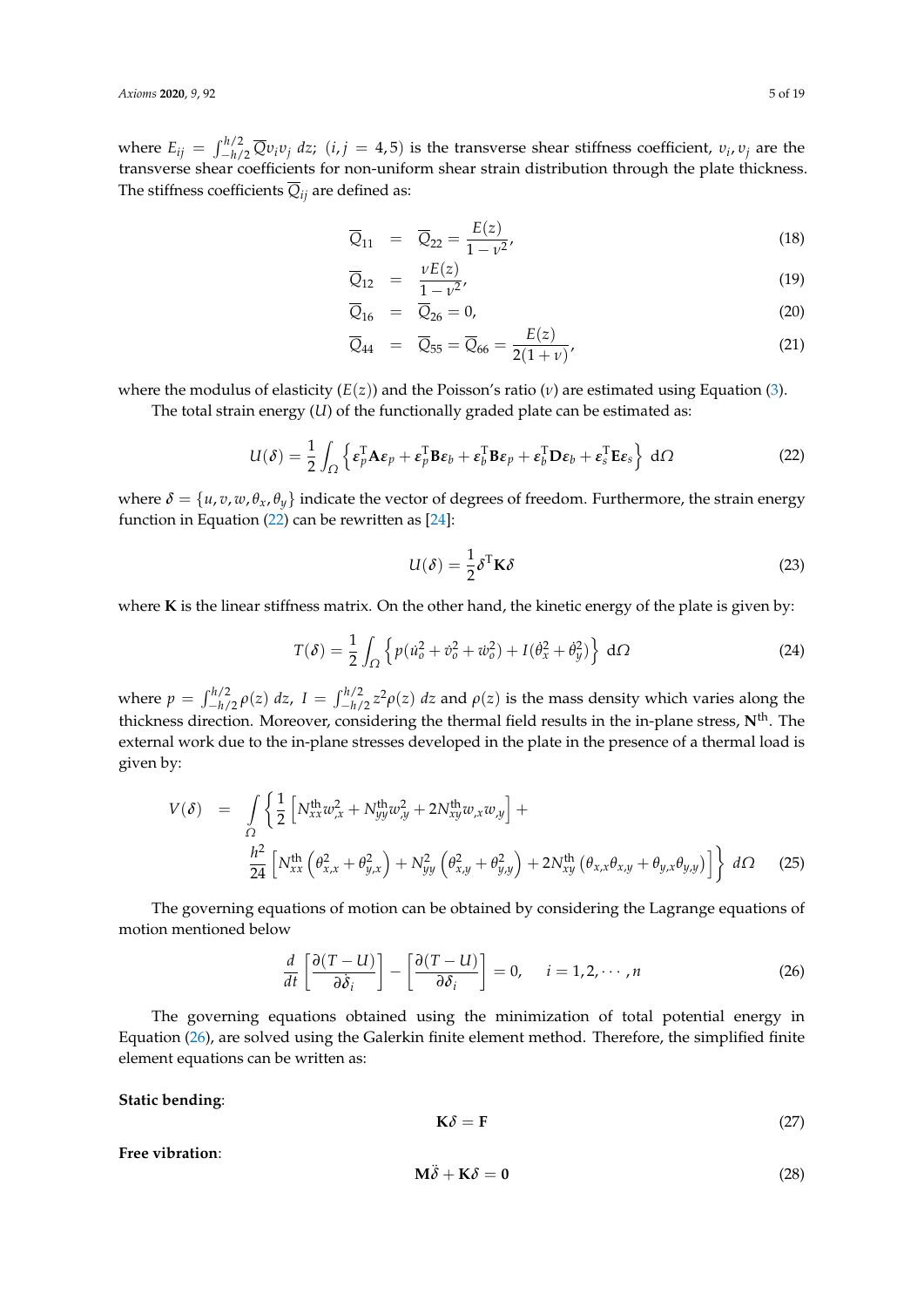where $E_{ij} = \int_{-h/2}^{h/2} \overline{Q} v_i v_j \, dz$; $(i, j = 4, 5)$ is the transverse shear stiffness coefficient, $v_i, v_j$ are the transverse shear coefficients for non-uniform shear strain distribution through the plate thickness. The stiffness coefficients $\overline{Q}_{ij}$ are defined as:

$$\overline{Q}_{11} = \overline{Q}_{22} = \frac{E(z)}{1-\nu^2}, \tag{18}$$

$$\overline{Q}_{12} = \frac{\nu E(z)}{1-\nu^2}, \tag{19}$$

$$\overline{Q}_{16} = \overline{Q}_{26} = 0, \tag{20}$$

$$\overline{Q}_{44} = \overline{Q}_{55} = \overline{Q}_{66} = \frac{E(z)}{2(1+\nu)}, \tag{21}$$

where the modulus of elasticity ($E(z)$) and the Poisson's ratio ($\nu$) are estimated using Equation (3).

The total strain energy ($U$) of the functionally graded plate can be estimated as:

$$U(\delta) = \frac{1}{2} \int_{\Omega} \left\{ \boldsymbol{\varepsilon}_p^{\mathrm{T}} \mathbf{A} \boldsymbol{\varepsilon}_p + \boldsymbol{\varepsilon}_p^{\mathrm{T}} \mathbf{B} \boldsymbol{\varepsilon}_b + \boldsymbol{\varepsilon}_b^{\mathrm{T}} \mathbf{B} \boldsymbol{\varepsilon}_p + \boldsymbol{\varepsilon}_b^{\mathrm{T}} \mathbf{D} \boldsymbol{\varepsilon}_b + \boldsymbol{\varepsilon}_s^{\mathrm{T}} \mathbf{E} \boldsymbol{\varepsilon}_s \right\} \, \mathrm{d}\Omega \tag{22}$$

where $\delta = \{u, v, w, \theta_x, \theta_y\}$ indicate the vector of degrees of freedom. Furthermore, the strain energy function in Equation (22) can be rewritten as [24]:

$$U(\delta) = \frac{1}{2} \delta^{\mathrm{T}} \mathbf{K} \delta \tag{23}$$

where $\mathbf{K}$ is the linear stiffness matrix. On the other hand, the kinetic energy of the plate is given by:

$$T(\delta) = \frac{1}{2} \int_{\Omega} \left\{ p(\dot{u}_o^2 + \dot{v}_o^2 + \dot{w}_o^2) + I(\dot{\theta}_x^2 + \dot{\theta}_y^2) \right\} \, \mathrm{d}\Omega \tag{24}$$

where $p = \int_{-h/2}^{h/2} \rho(z) \, dz$, $I = \int_{-h/2}^{h/2} z^2 \rho(z) \, dz$ and $\rho(z)$ is the mass density which varies along the thickness direction. Moreover, considering the thermal field results in the in-plane stress, $\mathbf{N}^{\mathrm{th}}$. The external work due to the in-plane stresses developed in the plate in the presence of a thermal load is given by:

$$\begin{aligned} V(\delta) = & \int_{\Omega} \left\{ \frac{1}{2} \left[ N_{xx}^{\mathrm{th}} w_{,x}^2 + N_{yy}^{\mathrm{th}} w_{,y}^2 + 2N_{xy}^{\mathrm{th}} w_{,x} w_{,y} \right] + \right. \\ & \left. \frac{h^2}{24} \left[ N_{xx}^{\mathrm{th}} \left( \theta_{x,x}^2 + \theta_{y,x}^2 \right) + N_{yy}^2 \left( \theta_{x,y}^2 + \theta_{y,y}^2 \right) + 2N_{xy}^{\mathrm{th}} \left( \theta_{x,x} \theta_{x,y} + \theta_{y,x} \theta_{y,y} \right) \right] \right\} \, d\Omega \end{aligned} \tag{25}$$

The governing equations of motion can be obtained by considering the Lagrange equations of motion mentioned below

$$\frac{d}{dt} \left[ \frac{\partial (T - U)}{\partial \dot{\delta}_i} \right] - \left[ \frac{\partial (T - U)}{\partial \delta_i} \right] = 0, \quad i = 1, 2, \cdots, n \tag{26}$$

The governing equations obtained using the minimization of total potential energy in Equation (26), are solved using the Galerkin finite element method. Therefore, the simplified finite element equations can be written as:

**Static bending**:

$$\mathbf{K} \delta = \mathbf{F} \tag{27}$$

**Free vibration**:

$$\mathbf{M} \ddot{\delta} + \mathbf{K} \delta = \mathbf{0} \tag{28}$$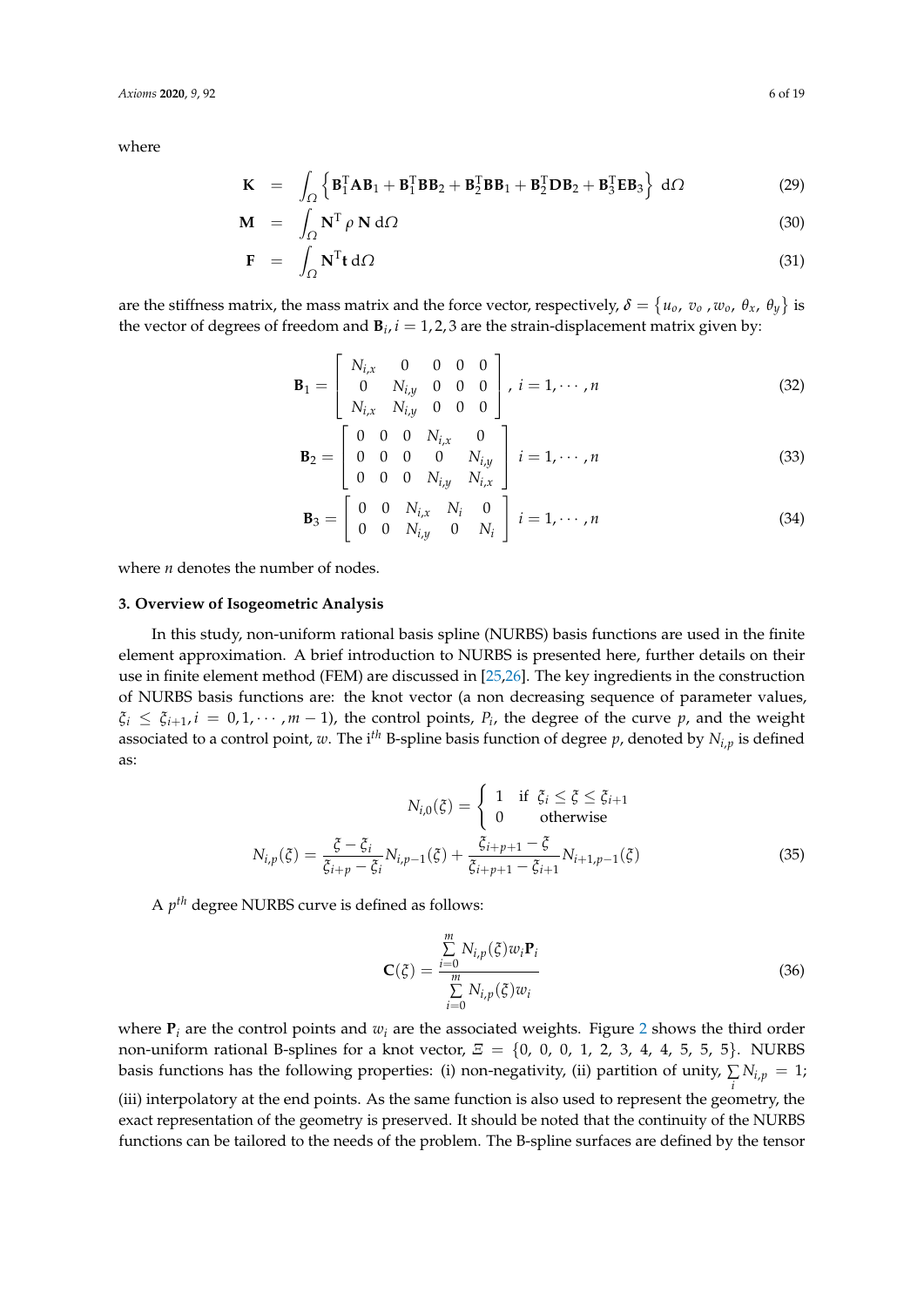where

$$
\begin{aligned}
\mathbf{K} &= \int_{\Omega} \left\{ \mathbf{B}_1^{\mathrm{T}} \mathbf{A} \mathbf{B}_1 + \mathbf{B}_1^{\mathrm{T}} \mathbf{B} \mathbf{B}_2 + \mathbf{B}_2^{\mathrm{T}} \mathbf{B} \mathbf{B}_1 + \mathbf{B}_2^{\mathrm{T}} \mathbf{D} \mathbf{B}_2 + \mathbf{B}_3^{\mathrm{T}} \mathbf{E} \mathbf{B}_3 \right\} \, \mathrm{d}\Omega &(29)\\
\mathbf{M} &= \int_{\Omega} \mathbf{N}^{\mathrm{T}} \rho \, \mathbf{N} \, \mathrm{d}\Omega &(30)\\
\mathbf{F} &= \int_{\Omega} \mathbf{N}^{\mathrm{T}} \mathbf{t} \, \mathrm{d}\Omega &(31)
\end{aligned}
$$

are the stiffness matrix, the mass matrix and the force vector, respectively, $\delta = \{u_o, \, v_o \, , w_o, \, \theta_x, \, \theta_y\}$ is the vector of degrees of freedom and $\mathbf{B}_i, i = 1, 2, 3$ are the strain-displacement matrix given by:

$$
\mathbf{B}_1 = \begin{bmatrix} N_{i,x} & 0 & 0 & 0 & 0 \\ 0 & N_{i,y} & 0 & 0 & 0 \\ N_{i,x} & N_{i,y} & 0 & 0 & 0 \end{bmatrix}, \; i = 1, \cdots, n \tag{32}
$$

$$
\mathbf{B}_2 = \begin{bmatrix} 0 & 0 & 0 & N_{i,x} & 0 \\ 0 & 0 & 0 & 0 & N_{i,y} \\ 0 & 0 & 0 & N_{i,y} & N_{i,x} \end{bmatrix} \; i = 1, \cdots, n \tag{33}
$$

$$
\mathbf{B}_3 = \begin{bmatrix} 0 & 0 & N_{i,x} & N_i & 0 \\ 0 & 0 & N_{i,y} & 0 & N_i \end{bmatrix} \; i = 1, \cdots, n \tag{34}
$$

where $n$ denotes the number of nodes.

### 3. Overview of Isogeometric Analysis

In this study, non-uniform rational basis spline (NURBS) basis functions are used in the finite element approximation. A brief introduction to NURBS is presented here, further details on their use in finite element method (FEM) are discussed in [25,26]. The key ingredients in the construction of NURBS basis functions are: the knot vector (a non decreasing sequence of parameter values, $\xi_i \leq \xi_{i+1}, i = 0, 1, \cdots, m-1$), the control points, $P_i$, the degree of the curve $p$, and the weight associated to a control point, $w$. The i$^{th}$ B-spline basis function of degree $p$, denoted by $N_{i,p}$ is defined as:

$$
\begin{aligned}
N_{i,0}(\xi) &= \begin{cases} 1 & \text{if } \; \xi_i \leq \xi \leq \xi_{i+1} \\ 0 & \text{otherwise} \end{cases} \\
N_{i,p}(\xi) &= \frac{\xi - \xi_i}{\xi_{i+p} - \xi_i} N_{i,p-1}(\xi) + \frac{\xi_{i+p+1} - \xi}{\xi_{i+p+1} - \xi_{i+1}} N_{i+1,p-1}(\xi)
\end{aligned} \tag{35}
$$

A $p^{th}$ degree NURBS curve is defined as follows:

$$
\mathbf{C}(\xi) = \frac{\sum\limits_{i=0}^{m} N_{i,p}(\xi) w_i \mathbf{P}_i}{\sum\limits_{i=0}^{m} N_{i,p}(\xi) w_i} \tag{36}
$$

where $\mathbf{P}_i$ are the control points and $w_i$ are the associated weights. Figure 2 shows the third order non-uniform rational B-splines for a knot vector, $\Xi = \{0, \, 0, \, 0, \, 1, \, 2, \, 3, \, 4, \, 4, \, 5, \, 5, \, 5\}$. NURBS basis functions has the following properties: (i) non-negativity, (ii) partition of unity, $\sum\limits_i N_{i,p} = 1$; (iii) interpolatory at the end points. As the same function is also used to represent the geometry, the exact representation of the geometry is preserved. It should be noted that the continuity of the NURBS functions can be tailored to the needs of the problem. The B-spline surfaces are defined by the tensor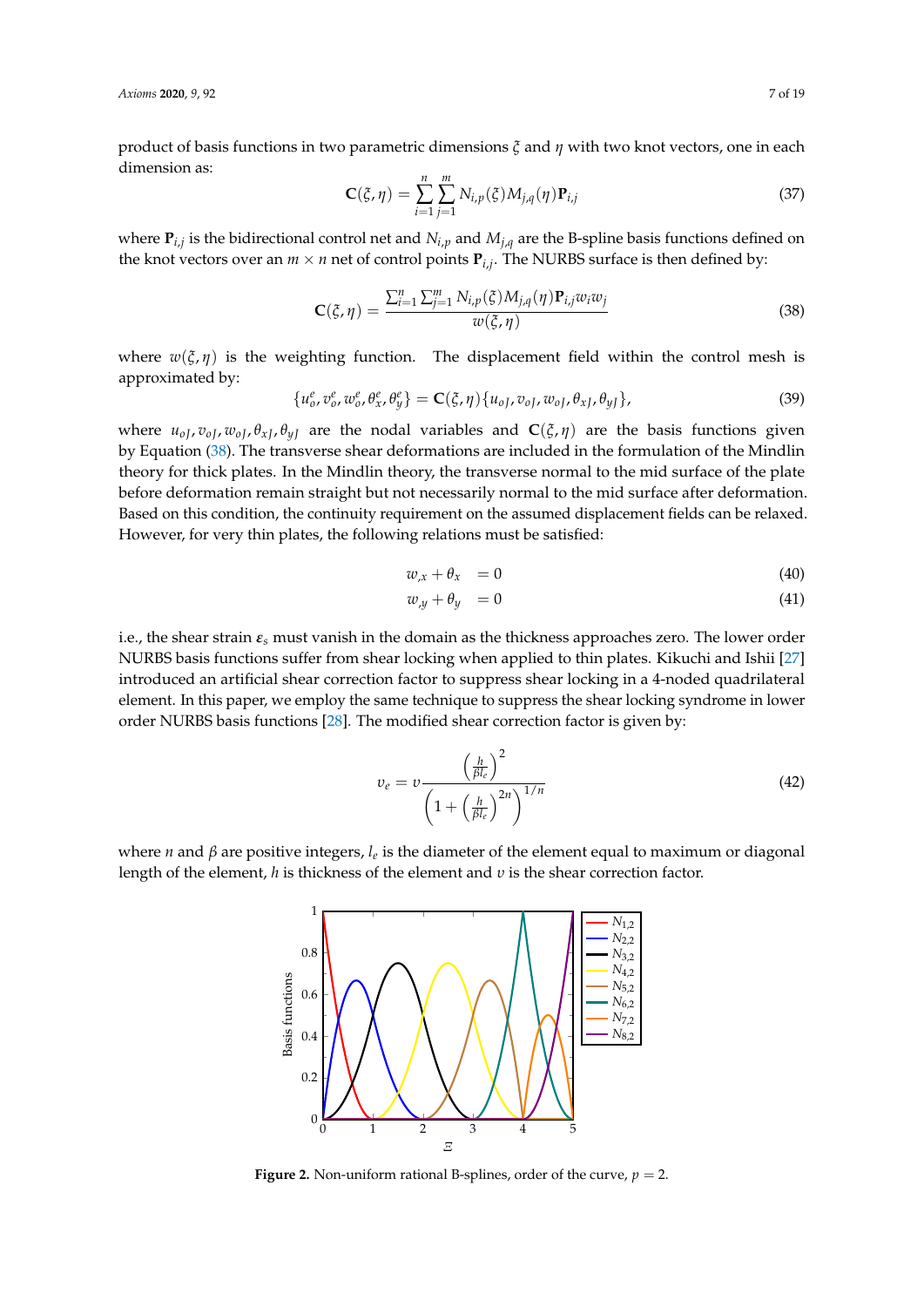product of basis functions in two parametric dimensions $\xi$ and $\eta$ with two knot vectors, one in each dimension as:

$$\mathbf{C}(\xi,\eta) = \sum_{i=1}^{n}\sum_{j=1}^{m} N_{i,p}(\xi)M_{j,q}(\eta)\mathbf{P}_{i,j} \tag{37}$$

where $\mathbf{P}_{i,j}$ is the bidirectional control net and $N_{i,p}$ and $M_{j,q}$ are the B-spline basis functions defined on the knot vectors over an $m \times n$ net of control points $\mathbf{P}_{i,j}$. The NURBS surface is then defined by:

$$\mathbf{C}(\xi,\eta) = \frac{\sum_{i=1}^{n}\sum_{j=1}^{m} N_{i,p}(\xi)M_{j,q}(\eta)\mathbf{P}_{i,j}w_i w_j}{w(\xi,\eta)} \tag{38}$$

where $w(\xi,\eta)$ is the weighting function. The displacement field within the control mesh is approximated by:

$$\{u_o^e, v_o^e, w_o^e, \theta_x^e, \theta_y^e\} = \mathbf{C}(\xi,\eta)\{u_{oJ}, v_{oJ}, w_{oJ}, \theta_{xJ}, \theta_{yJ}\}, \tag{39}$$

where $u_{oJ}, v_{oJ}, w_{oJ}, \theta_{xJ}, \theta_{yJ}$ are the nodal variables and $\mathbf{C}(\xi,\eta)$ are the basis functions given by Equation (38). The transverse shear deformations are included in the formulation of the Mindlin theory for thick plates. In the Mindlin theory, the transverse normal to the mid surface of the plate before deformation remain straight but not necessarily normal to the mid surface after deformation. Based on this condition, the continuity requirement on the assumed displacement fields can be relaxed. However, for very thin plates, the following relations must be satisfied:

$$w_{,x} + \theta_x = 0 \tag{40}$$

$$w_{,y} + \theta_y = 0 \tag{41}$$

i.e., the shear strain $\varepsilon_s$ must vanish in the domain as the thickness approaches zero. The lower order NURBS basis functions suffer from shear locking when applied to thin plates. Kikuchi and Ishii [27] introduced an artificial shear correction factor to suppress shear locking in a 4-noded quadrilateral element. In this paper, we employ the same technique to suppress the shear locking syndrome in lower order NURBS basis functions [28]. The modified shear correction factor is given by:

$$v_e = v\frac{\left(\frac{h}{\beta l_e}\right)^2}{\left(1 + \left(\frac{h}{\beta l_e}\right)^{2n}\right)^{1/n}} \tag{42}$$

where $n$ and $\beta$ are positive integers, $l_e$ is the diameter of the element equal to maximum or diagonal length of the element, $h$ is thickness of the element and $v$ is the shear correction factor.

**Figure 2.** Non-uniform rational B-splines, order of the curve, $p = 2$.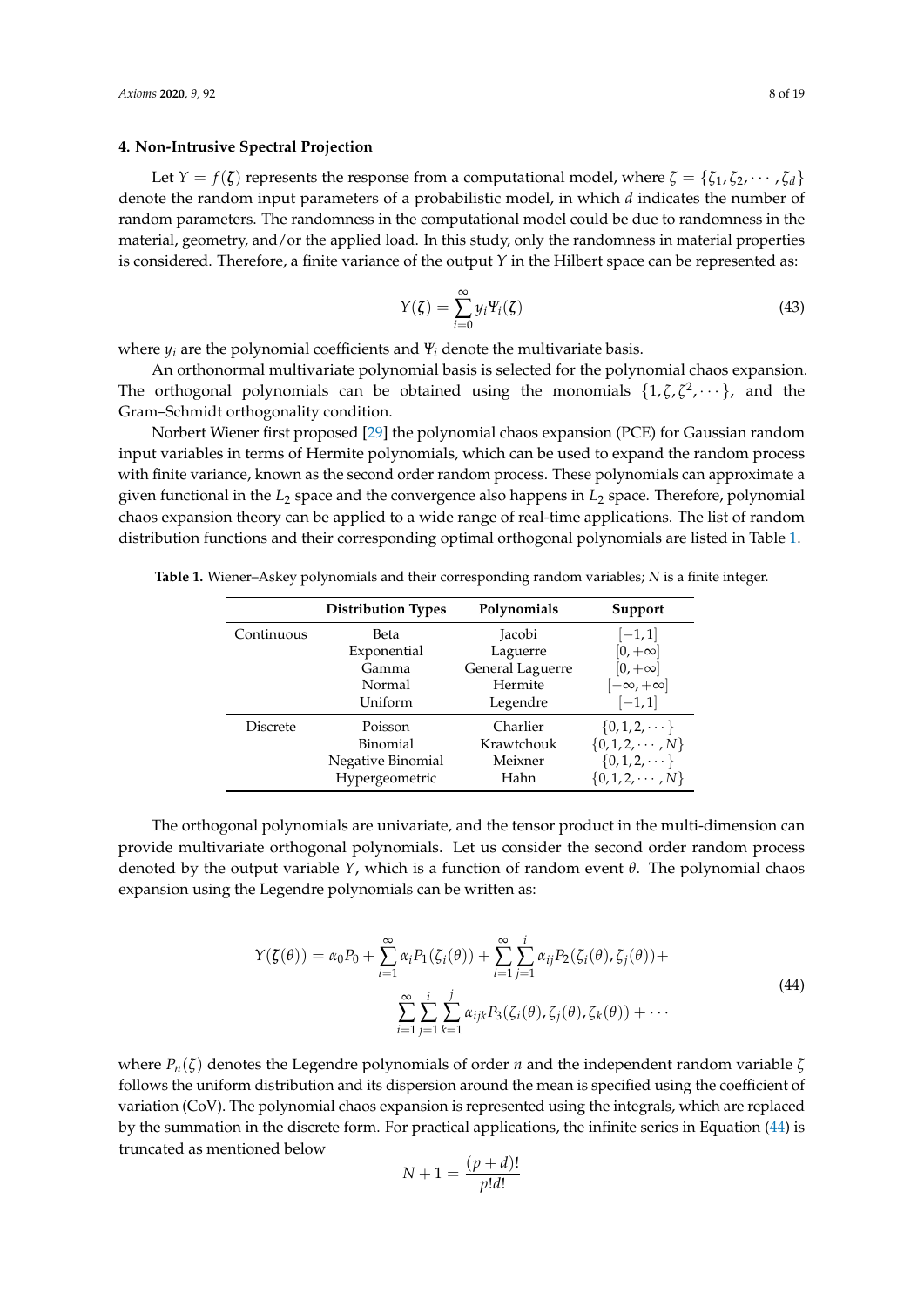## 4. Non-Intrusive Spectral Projection

Let $Y = f(\boldsymbol{\zeta})$ represents the response from a computational model, where $\zeta = \{\zeta_1, \zeta_2, \cdots, \zeta_d\}$ denote the random input parameters of a probabilistic model, in which $d$ indicates the number of random parameters. The randomness in the computational model could be due to randomness in the material, geometry, and/or the applied load. In this study, only the randomness in material properties is considered. Therefore, a finite variance of the output $Y$ in the Hilbert space can be represented as:

$$Y(\boldsymbol{\zeta}) = \sum_{i=0}^{\infty} y_i \Psi_i(\boldsymbol{\zeta}) \tag{43}$$

where $y_i$ are the polynomial coefficients and $\Psi_i$ denote the multivariate basis.

An orthonormal multivariate polynomial basis is selected for the polynomial chaos expansion. The orthogonal polynomials can be obtained using the monomials $\{1, \zeta, \zeta^2, \cdots\}$, and the Gram–Schmidt orthogonality condition.

Norbert Wiener first proposed [29] the polynomial chaos expansion (PCE) for Gaussian random input variables in terms of Hermite polynomials, which can be used to expand the random process with finite variance, known as the second order random process. These polynomials can approximate a given functional in the $L_2$ space and the convergence also happens in $L_2$ space. Therefore, polynomial chaos expansion theory can be applied to a wide range of real-time applications. The list of random distribution functions and their corresponding optimal orthogonal polynomials are listed in Table 1.

**Table 1.** Wiener–Askey polynomials and their corresponding random variables; $N$ is a finite integer.

| | Distribution Types | Polynomials | Support |
|---|---|---|---|
| Continuous | Beta | Jacobi | $[-1, 1]$ |
| | Exponential | Laguerre | $[0, +\infty]$ |
| | Gamma | General Laguerre | $[0, +\infty]$ |
| | Normal | Hermite | $[-\infty, +\infty]$ |
| | Uniform | Legendre | $[-1, 1]$ |
| Discrete | Poisson | Charlier | $\{0, 1, 2, \cdots\}$ |
| | Binomial | Krawtchouk | $\{0, 1, 2, \cdots, N\}$ |
| | Negative Binomial | Meixner | $\{0, 1, 2, \cdots\}$ |
| | Hypergeometric | Hahn | $\{0, 1, 2, \cdots, N\}$ |

The orthogonal polynomials are univariate, and the tensor product in the multi-dimension can provide multivariate orthogonal polynomials. Let us consider the second order random process denoted by the output variable $Y$, which is a function of random event $\theta$. The polynomial chaos expansion using the Legendre polynomials can be written as:

$$\begin{aligned} Y(\boldsymbol{\zeta}(\theta)) = \alpha_0 P_0 + \sum_{i=1}^{\infty} \alpha_i P_1(\zeta_i(\theta)) + \sum_{i=1}^{\infty}\sum_{j=1}^{i} \alpha_{ij} P_2(\zeta_i(\theta), \zeta_j(\theta)) + \\ \sum_{i=1}^{\infty}\sum_{j=1}^{i}\sum_{k=1}^{j} \alpha_{ijk} P_3(\zeta_i(\theta), \zeta_j(\theta), \zeta_k(\theta)) + \cdots \end{aligned} \tag{44}$$

where $P_n(\zeta)$ denotes the Legendre polynomials of order $n$ and the independent random variable $\zeta$ follows the uniform distribution and its dispersion around the mean is specified using the coefficient of variation (CoV). The polynomial chaos expansion is represented using the integrals, which are replaced by the summation in the discrete form. For practical applications, the infinite series in Equation (44) is truncated as mentioned below

$$N + 1 = \frac{(p+d)!}{p!d!}$$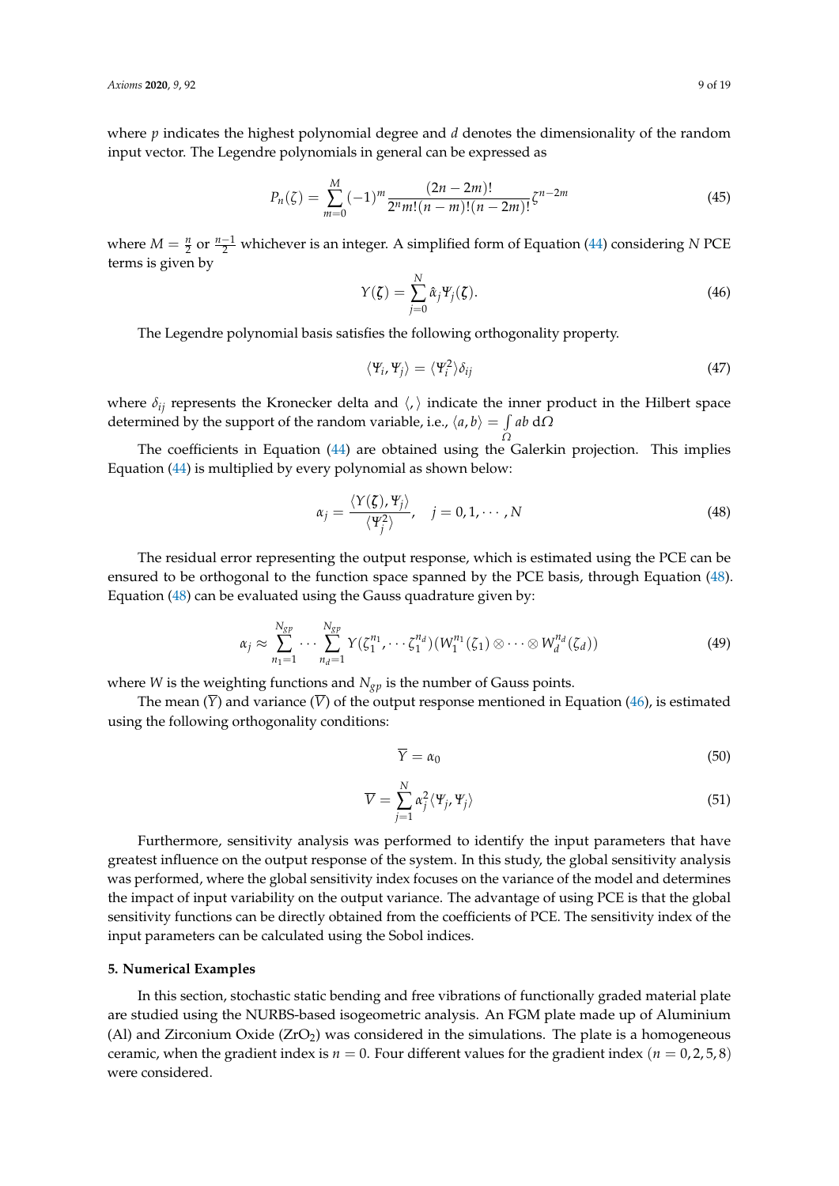where $p$ indicates the highest polynomial degree and $d$ denotes the dimensionality of the random input vector. The Legendre polynomials in general can be expressed as

$$P_n(\zeta) = \sum_{m=0}^{M} (-1)^m \frac{(2n-2m)!}{2^n m!(n-m)!(n-2m)!} \zeta^{n-2m} \tag{45}$$

where $M = \frac{n}{2}$ or $\frac{n-1}{2}$ whichever is an integer. A simplified form of Equation (44) considering $N$ PCE terms is given by

$$Y(\boldsymbol{\zeta}) = \sum_{j=0}^{N} \hat{\alpha}_j \Psi_j(\boldsymbol{\zeta}). \tag{46}$$

The Legendre polynomial basis satisfies the following orthogonality property.

$$\langle \Psi_i, \Psi_j \rangle = \langle \Psi_i^2 \rangle \delta_{ij} \tag{47}$$

where $\delta_{ij}$ represents the Kronecker delta and $\langle , \rangle$ indicate the inner product in the Hilbert space determined by the support of the random variable, i.e., $\langle a, b \rangle = \int_{\Omega} ab \, d\Omega$

The coefficients in Equation (44) are obtained using the Galerkin projection. This implies Equation (44) is multiplied by every polynomial as shown below:

$$\alpha_j = \frac{\langle Y(\boldsymbol{\zeta}), \Psi_j \rangle}{\langle \Psi_j^2 \rangle}, \quad j = 0, 1, \cdots, N \tag{48}$$

The residual error representing the output response, which is estimated using the PCE can be ensured to be orthogonal to the function space spanned by the PCE basis, through Equation (48). Equation (48) can be evaluated using the Gauss quadrature given by:

$$\alpha_j \approx \sum_{n_1=1}^{N_{gp}} \cdots \sum_{n_d=1}^{N_{gp}} Y(\zeta_1^{n_1}, \cdots \zeta_1^{n_d})(W_1^{n_1}(\zeta_1) \otimes \cdots \otimes W_d^{n_d}(\zeta_d)) \tag{49}$$

where $W$ is the weighting functions and $N_{gp}$ is the number of Gauss points.

The mean $(\overline{Y})$ and variance $(\overline{V})$ of the output response mentioned in Equation (46), is estimated using the following orthogonality conditions:

$$\overline{Y} = \alpha_0 \tag{50}$$

$$\overline{V} = \sum_{j=1}^{N} \alpha_j^2 \langle \Psi_j, \Psi_j \rangle \tag{51}$$

Furthermore, sensitivity analysis was performed to identify the input parameters that have greatest influence on the output response of the system. In this study, the global sensitivity analysis was performed, where the global sensitivity index focuses on the variance of the model and determines the impact of input variability on the output variance. The advantage of using PCE is that the global sensitivity functions can be directly obtained from the coefficients of PCE. The sensitivity index of the input parameters can be calculated using the Sobol indices.

## 5. Numerical Examples

In this section, stochastic static bending and free vibrations of functionally graded material plate are studied using the NURBS-based isogeometric analysis. An FGM plate made up of Aluminium (Al) and Zirconium Oxide ($ZrO_2$) was considered in the simulations. The plate is a homogeneous ceramic, when the gradient index is $n = 0$. Four different values for the gradient index $(n = 0, 2, 5, 8)$ were considered.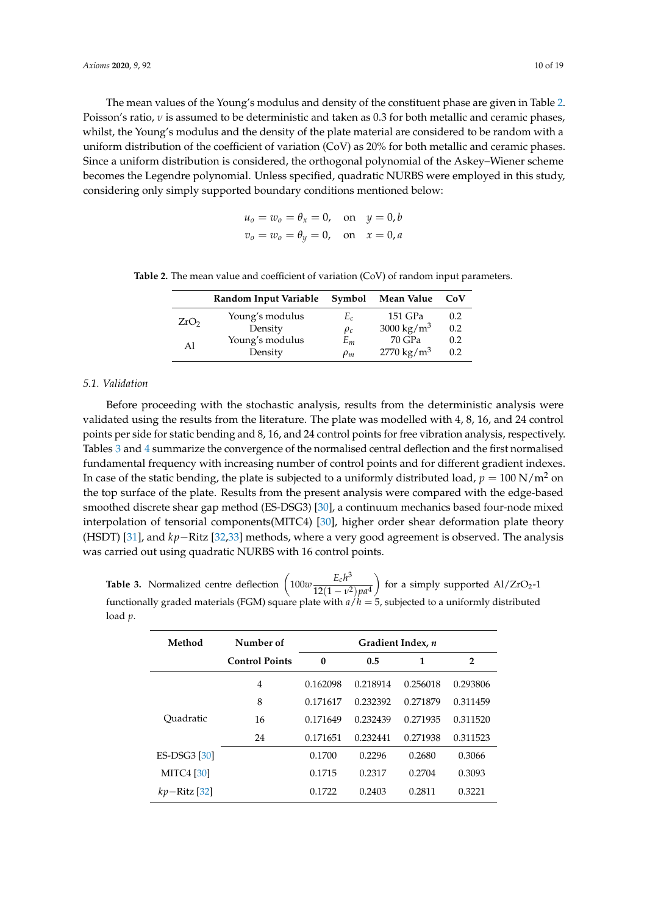The mean values of the Young's modulus and density of the constituent phase are given in Table 2. Poisson's ratio, $\nu$ is assumed to be deterministic and taken as 0.3 for both metallic and ceramic phases, whilst, the Young's modulus and the density of the plate material are considered to be random with a uniform distribution of the coefficient of variation (CoV) as 20% for both metallic and ceramic phases. Since a uniform distribution is considered, the orthogonal polynomial of the Askey–Wiener scheme becomes the Legendre polynomial. Unless specified, quadratic NURBS were employed in this study, considering only simply supported boundary conditions mentioned below:

$$u_o = w_o = \theta_x = 0, \quad \text{on} \quad y = 0, b$$
$$v_o = w_o = \theta_y = 0, \quad \text{on} \quad x = 0, a$$

**Table 2.** The mean value and coefficient of variation (CoV) of random input parameters.

| | Random Input Variable | Symbol | Mean Value | CoV |
|---|---|---|---|---|
| $ZrO_2$ | Young's modulus | $E_c$ | 151 GPa | 0.2 |
| | Density | $\rho_c$ | 3000 kg/m$^3$ | 0.2 |
| Al | Young's modulus | $E_m$ | 70 GPa | 0.2 |
| | Density | $\rho_m$ | 2770 kg/m$^3$ | 0.2 |

### 5.1. Validation

Before proceeding with the stochastic analysis, results from the deterministic analysis were validated using the results from the literature. The plate was modelled with 4, 8, 16, and 24 control points per side for static bending and 8, 16, and 24 control points for free vibration analysis, respectively. Tables 3 and 4 summarize the convergence of the normalised central deflection and the first normalised fundamental frequency with increasing number of control points and for different gradient indexes. In case of the static bending, the plate is subjected to a uniformly distributed load, $p = 100$ N/m$^2$ on the top surface of the plate. Results from the present analysis were compared with the edge-based smoothed discrete shear gap method (ES-DSG3) [30], a continuum mechanics based four-node mixed interpolation of tensorial components(MITC4) [30], higher order shear deformation plate theory (HSDT) [31], and $kp-$Ritz [32,33] methods, where a very good agreement is observed. The analysis was carried out using quadratic NURBS with 16 control points.

**Table 3.** Normalized centre deflection $\left(100w\dfrac{E_c h^3}{12(1-\nu^2)pa^4}\right)$ for a simply supported Al/$ZrO_2$-1 functionally graded materials (FGM) square plate with $a/h = 5$, subjected to a uniformly distributed load $p$.

| Method | Number of | Gradient Index, $n$ | | | |
|---|---|---|---|---|---|
| | Control Points | 0 | 0.5 | 1 | 2 |
| Quadratic | 4 | 0.162098 | 0.218914 | 0.256018 | 0.293806 |
| | 8 | 0.171617 | 0.232392 | 0.271879 | 0.311459 |
| | 16 | 0.171649 | 0.232439 | 0.271935 | 0.311520 |
| | 24 | 0.171651 | 0.232441 | 0.271938 | 0.311523 |
| ES-DSG3 [30] | | 0.1700 | 0.2296 | 0.2680 | 0.3066 |
| MITC4 [30] | | 0.1715 | 0.2317 | 0.2704 | 0.3093 |
| $kp-$Ritz [32] | | 0.1722 | 0.2403 | 0.2811 | 0.3221 |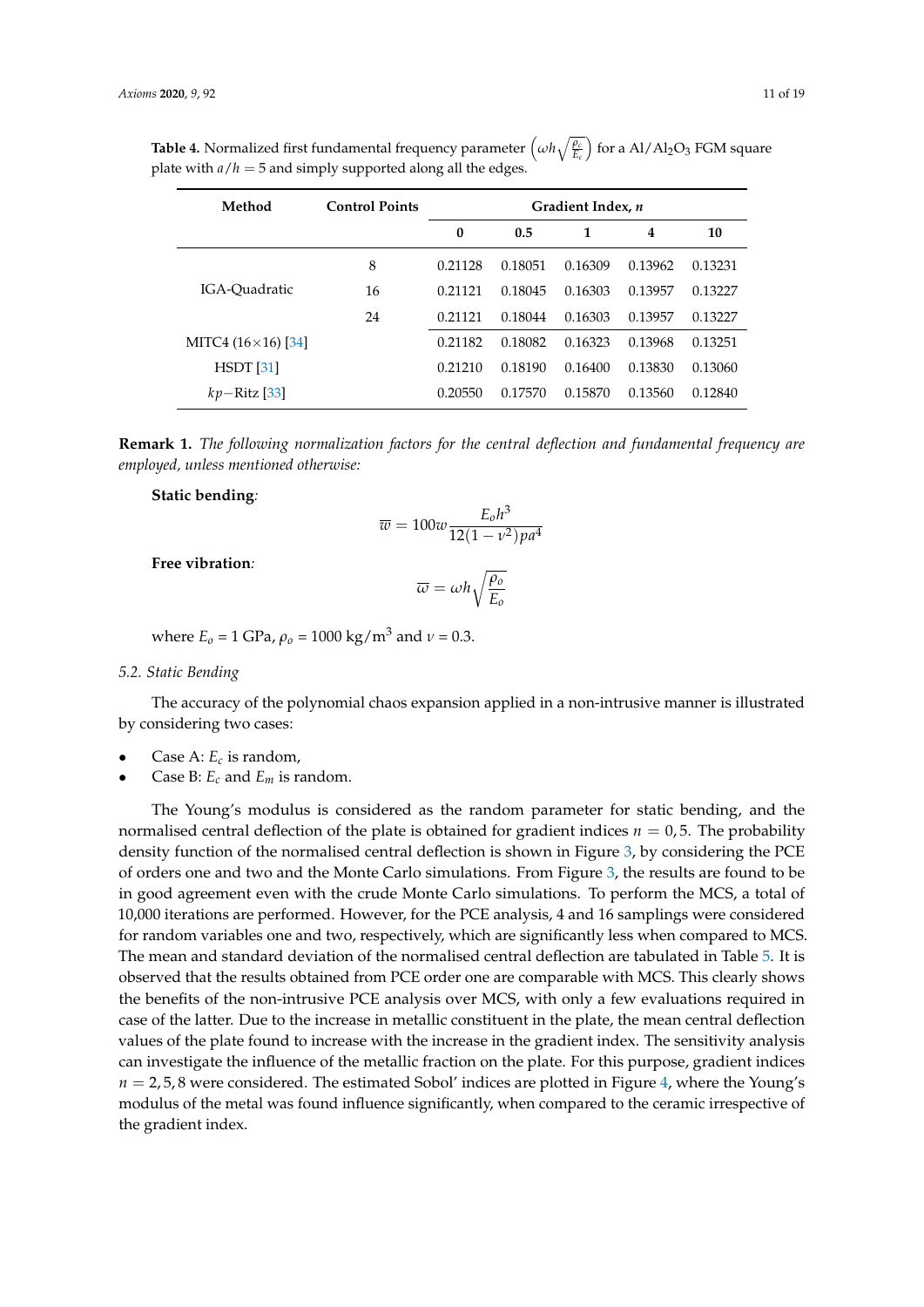**Table 4.** Normalized first fundamental frequency parameter $\left(\omega h \sqrt{\frac{\rho_c}{E_c}}\right)$ for a $Al/Al_2O_3$ FGM square plate with $a/h = 5$ and simply supported along all the edges.

| Method | Control Points | Gradient Index, $n$ | | | | |
|---|---|---|---|---|---|---|
| | | 0 | 0.5 | 1 | 4 | 10 |
| IGA-Quadratic | 8 | 0.21128 | 0.18051 | 0.16309 | 0.13962 | 0.13231 |
| | 16 | 0.21121 | 0.18045 | 0.16303 | 0.13957 | 0.13227 |
| | 24 | 0.21121 | 0.18044 | 0.16303 | 0.13957 | 0.13227 |
| MITC4 (16×16) [34] | | 0.21182 | 0.18082 | 0.16323 | 0.13968 | 0.13251 |
| HSDT [31] | | 0.21210 | 0.18190 | 0.16400 | 0.13830 | 0.13060 |
| $kp-$Ritz [33] | | 0.20550 | 0.17570 | 0.15870 | 0.13560 | 0.12840 |

**Remark 1.** *The following normalization factors for the central deflection and fundamental frequency are employed, unless mentioned otherwise:*

**Static bending***:*

$$\overline{w} = 100w \frac{E_o h^3}{12(1-\nu^2)pa^4}$$

**Free vibration***:*

$$\overline{\omega} = \omega h \sqrt{\frac{\rho_o}{E_o}}$$

where $E_o$ = 1 GPa, $\rho_o$ = 1000 kg/m$^3$ and $\nu$ = 0.3.

*5.2. Static Bending*

The accuracy of the polynomial chaos expansion applied in a non-intrusive manner is illustrated by considering two cases:

- Case A: $E_c$ is random,
- Case B: $E_c$ and $E_m$ is random.

The Young's modulus is considered as the random parameter for static bending, and the normalised central deflection of the plate is obtained for gradient indices $n = 0, 5$. The probability density function of the normalised central deflection is shown in Figure 3, by considering the PCE of orders one and two and the Monte Carlo simulations. From Figure 3, the results are found to be in good agreement even with the crude Monte Carlo simulations. To perform the MCS, a total of 10,000 iterations are performed. However, for the PCE analysis, 4 and 16 samplings were considered for random variables one and two, respectively, which are significantly less when compared to MCS. The mean and standard deviation of the normalised central deflection are tabulated in Table 5. It is observed that the results obtained from PCE order one are comparable with MCS. This clearly shows the benefits of the non-intrusive PCE analysis over MCS, with only a few evaluations required in case of the latter. Due to the increase in metallic constituent in the plate, the mean central deflection values of the plate found to increase with the increase in the gradient index. The sensitivity analysis can investigate the influence of the metallic fraction on the plate. For this purpose, gradient indices $n = 2, 5, 8$ were considered. The estimated Sobol' indices are plotted in Figure 4, where the Young's modulus of the metal was found influence significantly, when compared to the ceramic irrespective of the gradient index.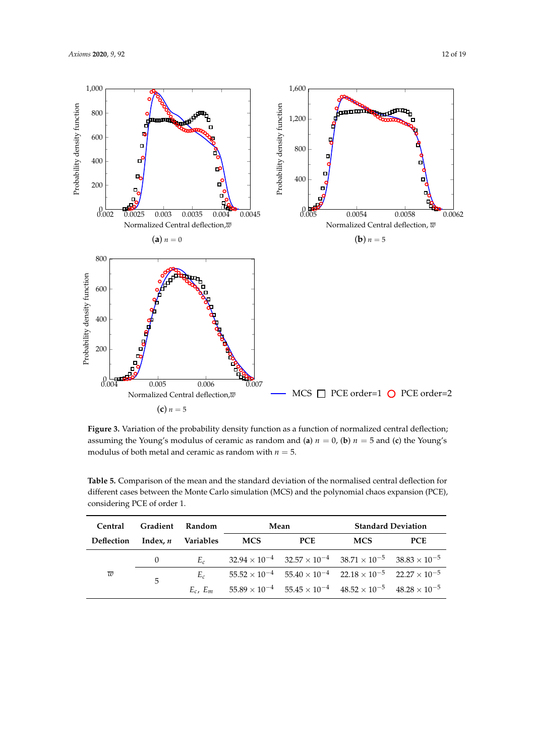**Figure 3.** Variation of the probability density function as a function of normalized central deflection; assuming the Young's modulus of ceramic as random and (**a**) $n = 0$, (**b**) $n = 5$ and (**c**) the Young's modulus of both metal and ceramic as random with $n = 5$.

**Table 5.** Comparison of the mean and the standard deviation of the normalised central deflection for different cases between the Monte Carlo simulation (MCS) and the polynomial chaos expansion (PCE), considering PCE of order 1.

| Central Deflection | Gradient Index, $n$ | Random Variables | Mean | | Standard Deviation | |
|---|---|---|---|---|---|---|
| | | | MCS | PCE | MCS | PCE |
| $\overline{w}$ | 0 | $E_c$ | $32.94 \times 10^{-4}$ | $32.57 \times 10^{-4}$ | $38.71 \times 10^{-5}$ | $38.83 \times 10^{-5}$ |
| | 5 | $E_c$ | $55.52 \times 10^{-4}$ | $55.40 \times 10^{-4}$ | $22.18 \times 10^{-5}$ | $22.27 \times 10^{-5}$ |
| | | $E_c$, $E_m$ | $55.89 \times 10^{-4}$ | $55.45 \times 10^{-4}$ | $48.52 \times 10^{-5}$ | $48.28 \times 10^{-5}$ |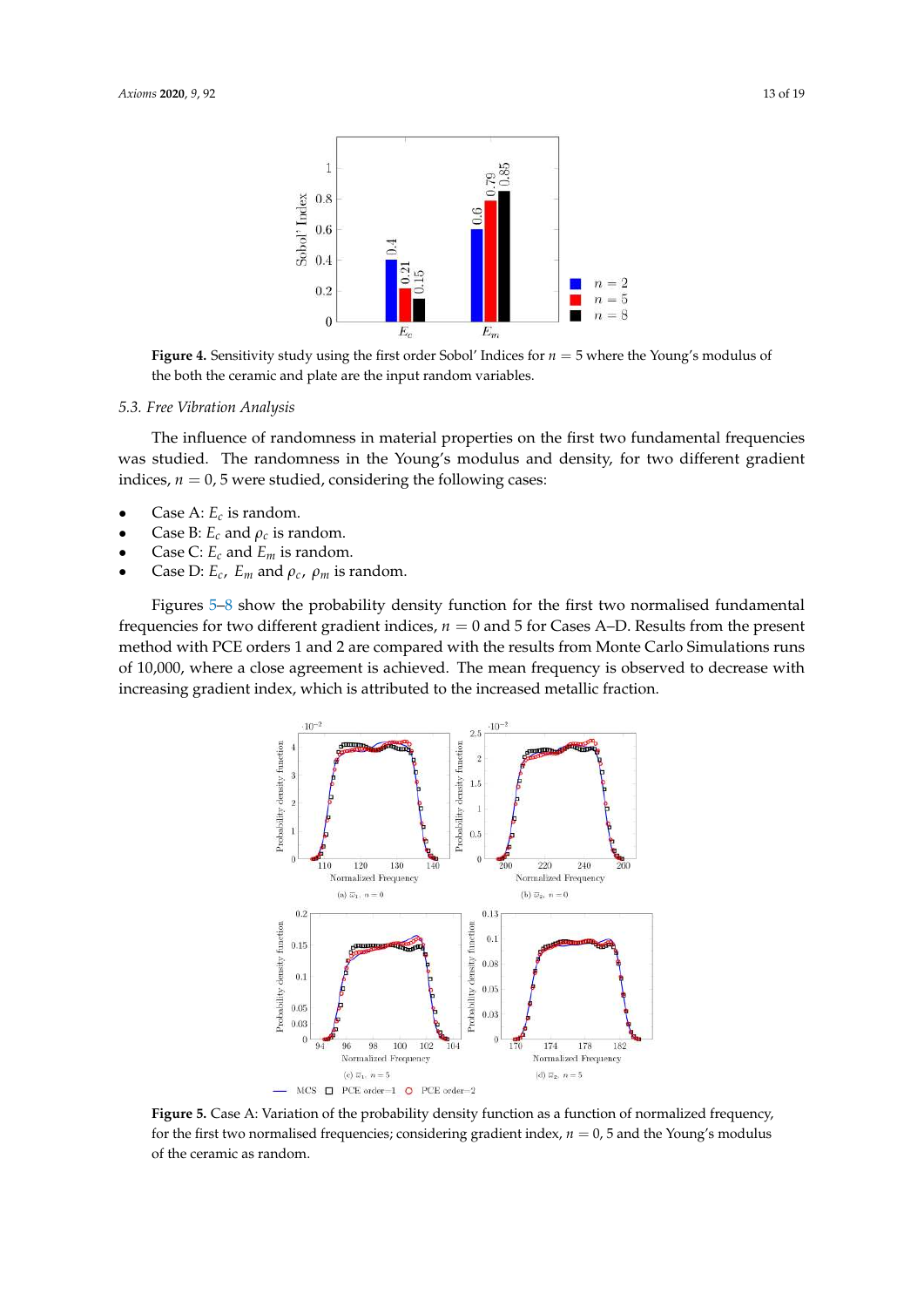**Figure 4.** Sensitivity study using the first order Sobol' Indices for $n = 5$ where the Young's modulus of the both the ceramic and plate are the input random variables.

### 5.3. Free Vibration Analysis

The influence of randomness in material properties on the first two fundamental frequencies was studied. The randomness in the Young's modulus and density, for two different gradient indices, $n = 0, 5$ were studied, considering the following cases:

- Case A: $E_c$ is random.
- Case B: $E_c$ and $\rho_c$ is random.
- Case C: $E_c$ and $E_m$ is random.
- Case D: $E_c$, $E_m$ and $\rho_c$, $\rho_m$ is random.

Figures 5–8 show the probability density function for the first two normalised fundamental frequencies for two different gradient indices, $n = 0$ and 5 for Cases A–D. Results from the present method with PCE orders 1 and 2 are compared with the results from Monte Carlo Simulations runs of 10,000, where a close agreement is achieved. The mean frequency is observed to decrease with increasing gradient index, which is attributed to the increased metallic fraction.

**Figure 5.** Case A: Variation of the probability density function as a function of normalized frequency, for the first two normalised frequencies; considering gradient index, $n = 0, 5$ and the Young's modulus of the ceramic as random.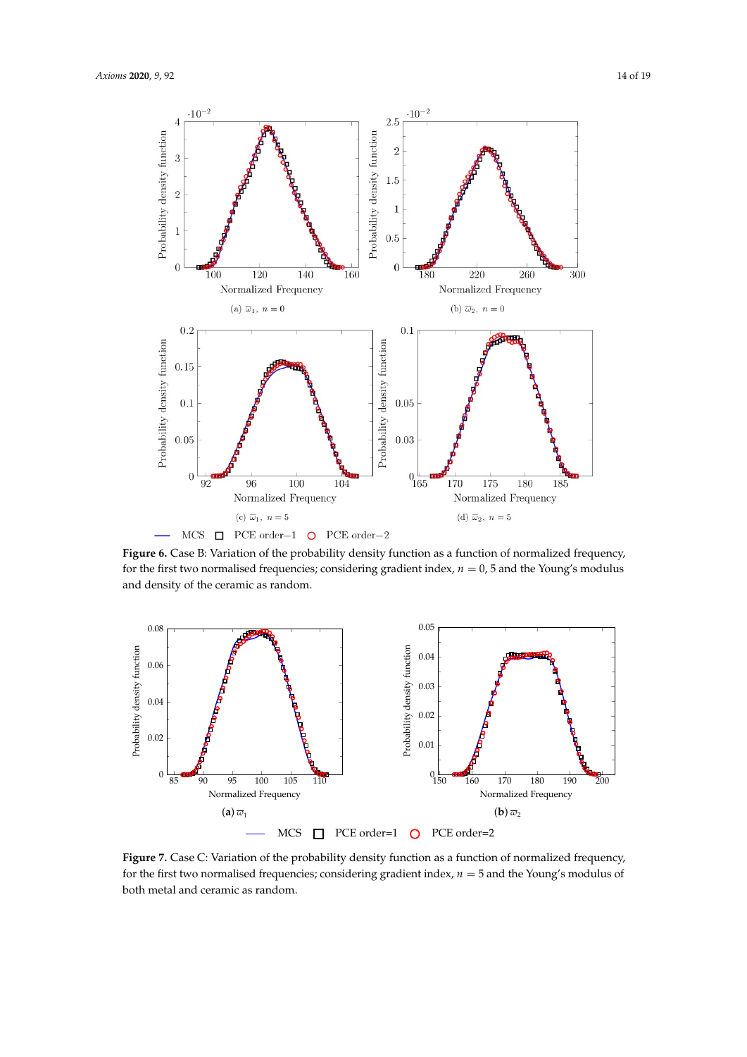**Figure 6.** Case B: Variation of the probability density function as a function of normalized frequency, for the first two normalised frequencies; considering gradient index, $n = 0, 5$ and the Young's modulus and density of the ceramic as random.

**Figure 7.** Case C: Variation of the probability density function as a function of normalized frequency, for the first two normalised frequencies; considering gradient index, $n = 5$ and the Young's modulus of both metal and ceramic as random.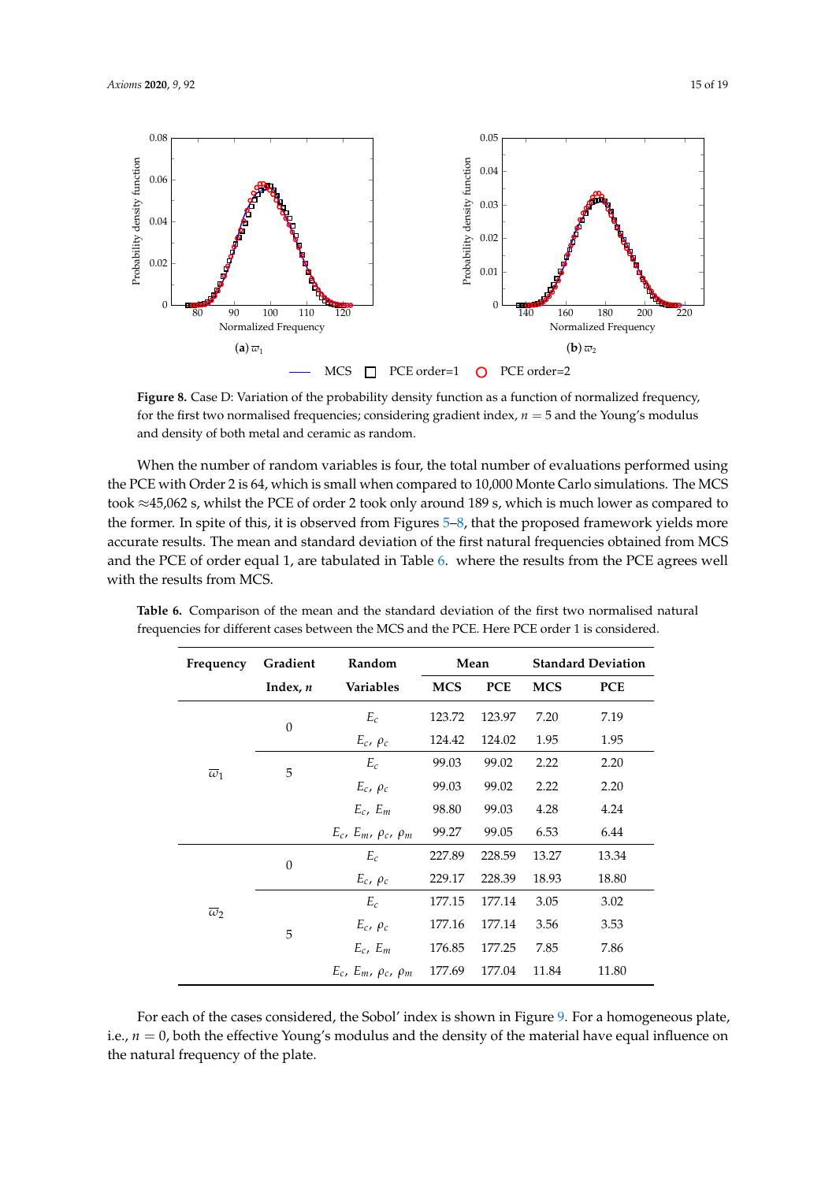**Figure 8.** Case D: Variation of the probability density function as a function of normalized frequency, for the first two normalised frequencies; considering gradient index, $n = 5$ and the Young's modulus and density of both metal and ceramic as random.

When the number of random variables is four, the total number of evaluations performed using the PCE with Order 2 is 64, which is small when compared to 10,000 Monte Carlo simulations. The MCS took ≈45,062 s, whilst the PCE of order 2 took only around 189 s, which is much lower as compared to the former. In spite of this, it is observed from Figures 5–8, that the proposed framework yields more accurate results. The mean and standard deviation of the first natural frequencies obtained from MCS and the PCE of order equal 1, are tabulated in Table 6. where the results from the PCE agrees well with the results from MCS.

**Table 6.** Comparison of the mean and the standard deviation of the first two normalised natural frequencies for different cases between the MCS and the PCE. Here PCE order 1 is considered.

| Frequency | Gradient Index, $n$ | Random Variables | Mean | | Standard Deviation | |
|---|---|---|---|---|---|---|
| | | | MCS | PCE | MCS | PCE |
| $\overline{\omega}_1$ | 0 | $E_c$ | 123.72 | 123.97 | 7.20 | 7.19 |
| | | $E_c$, $\rho_c$ | 124.42 | 124.02 | 1.95 | 1.95 |
| | 5 | $E_c$ | 99.03 | 99.02 | 2.22 | 2.20 |
| | | $E_c$, $\rho_c$ | 99.03 | 99.02 | 2.22 | 2.20 |
| | | $E_c$, $E_m$ | 98.80 | 99.03 | 4.28 | 4.24 |
| | | $E_c$, $E_m$, $\rho_c$, $\rho_m$ | 99.27 | 99.05 | 6.53 | 6.44 |
| $\overline{\omega}_2$ | 0 | $E_c$ | 227.89 | 228.59 | 13.27 | 13.34 |
| | | $E_c$, $\rho_c$ | 229.17 | 228.39 | 18.93 | 18.80 |
| | 5 | $E_c$ | 177.15 | 177.14 | 3.05 | 3.02 |
| | | $E_c$, $\rho_c$ | 177.16 | 177.14 | 3.56 | 3.53 |
| | | $E_c$, $E_m$ | 176.85 | 177.25 | 7.85 | 7.86 |
| | | $E_c$, $E_m$, $\rho_c$, $\rho_m$ | 177.69 | 177.04 | 11.84 | 11.80 |

For each of the cases considered, the Sobol' index is shown in Figure 9. For a homogeneous plate, i.e., $n = 0$, both the effective Young's modulus and the density of the material have equal influence on the natural frequency of the plate.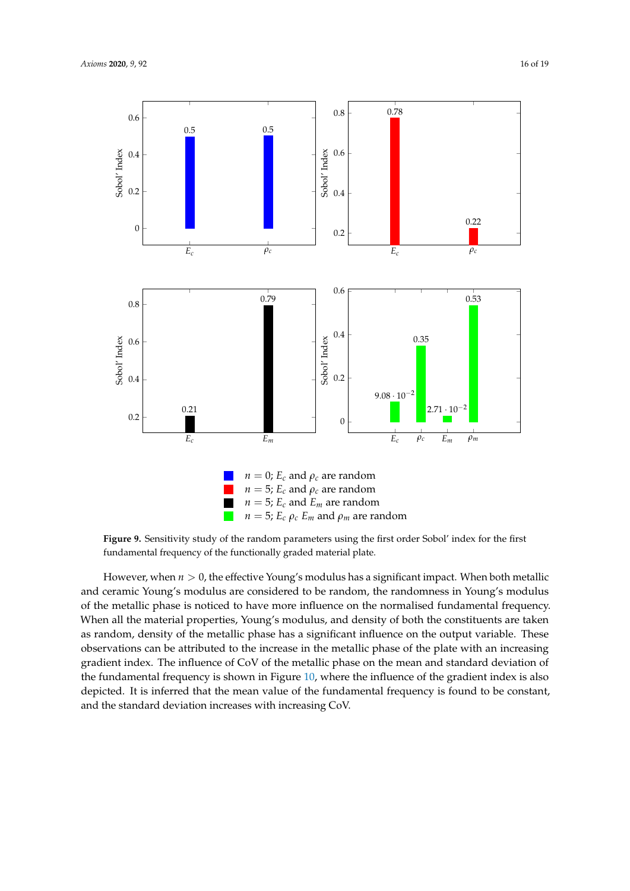**Figure 9.** Sensitivity study of the random parameters using the first order Sobol' index for the first fundamental frequency of the functionally graded material plate.

However, when $n > 0$, the effective Young's modulus has a significant impact. When both metallic and ceramic Young's modulus are considered to be random, the randomness in Young's modulus of the metallic phase is noticed to have more influence on the normalised fundamental frequency. When all the material properties, Young's modulus, and density of both the constituents are taken as random, density of the metallic phase has a significant influence on the output variable. These observations can be attributed to the increase in the metallic phase of the plate with an increasing gradient index. The influence of CoV of the metallic phase on the mean and standard deviation of the fundamental frequency is shown in Figure 10, where the influence of the gradient index is also depicted. It is inferred that the mean value of the fundamental frequency is found to be constant, and the standard deviation increases with increasing CoV.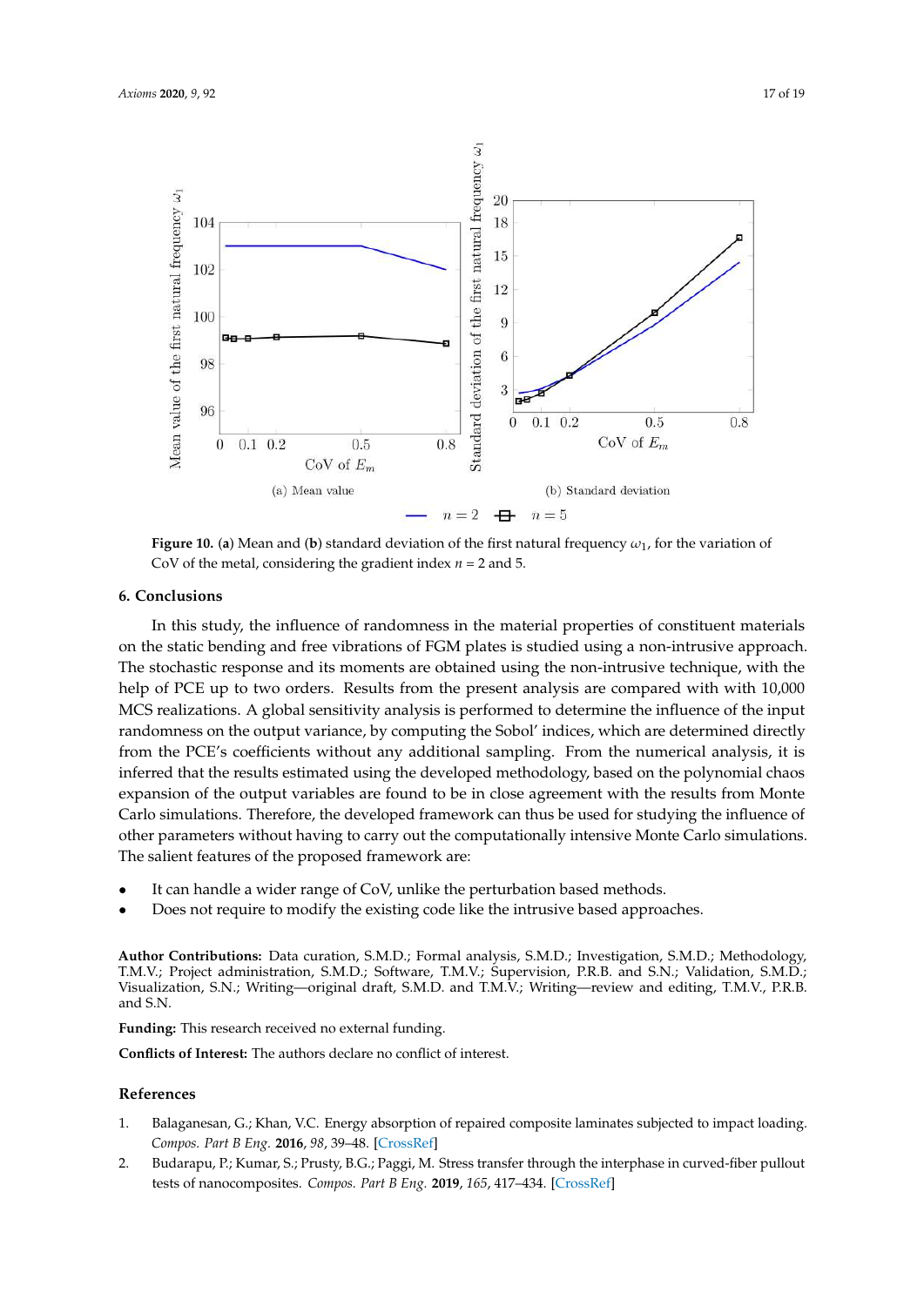**Figure 10.** (**a**) Mean and (**b**) standard deviation of the first natural frequency $\omega_1$, for the variation of CoV of the metal, considering the gradient index $n$ = 2 and 5.

## 6. Conclusions

In this study, the influence of randomness in the material properties of constituent materials on the static bending and free vibrations of FGM plates is studied using a non-intrusive approach. The stochastic response and its moments are obtained using the non-intrusive technique, with the help of PCE up to two orders. Results from the present analysis are compared with with 10,000 MCS realizations. A global sensitivity analysis is performed to determine the influence of the input randomness on the output variance, by computing the Sobol' indices, which are determined directly from the PCE's coefficients without any additional sampling. From the numerical analysis, it is inferred that the results estimated using the developed methodology, based on the polynomial chaos expansion of the output variables are found to be in close agreement with the results from Monte Carlo simulations. Therefore, the developed framework can thus be used for studying the influence of other parameters without having to carry out the computationally intensive Monte Carlo simulations. The salient features of the proposed framework are:

- It can handle a wider range of CoV, unlike the perturbation based methods.
- Does not require to modify the existing code like the intrusive based approaches.

**Author Contributions:** Data curation, S.M.D.; Formal analysis, S.M.D.; Investigation, S.M.D.; Methodology, T.M.V.; Project administration, S.M.D.; Software, T.M.V.; Supervision, P.R.B. and S.N.; Validation, S.M.D.; Visualization, S.N.; Writing—original draft, S.M.D. and T.M.V.; Writing—review and editing, T.M.V., P.R.B. and S.N.

**Funding:** This research received no external funding.

**Conflicts of Interest:** The authors declare no conflict of interest.

## References

1. Balaganesan, G.; Khan, V.C. Energy absorption of repaired composite laminates subjected to impact loading. *Compos. Part B Eng.* **2016**, *98*, 39–48. [CrossRef]
2. Budarapu, P.; Kumar, S.; Prusty, B.G.; Paggi, M. Stress transfer through the interphase in curved-fiber pullout tests of nanocomposites. *Compos. Part B Eng.* **2019**, *165*, 417–434. [CrossRef]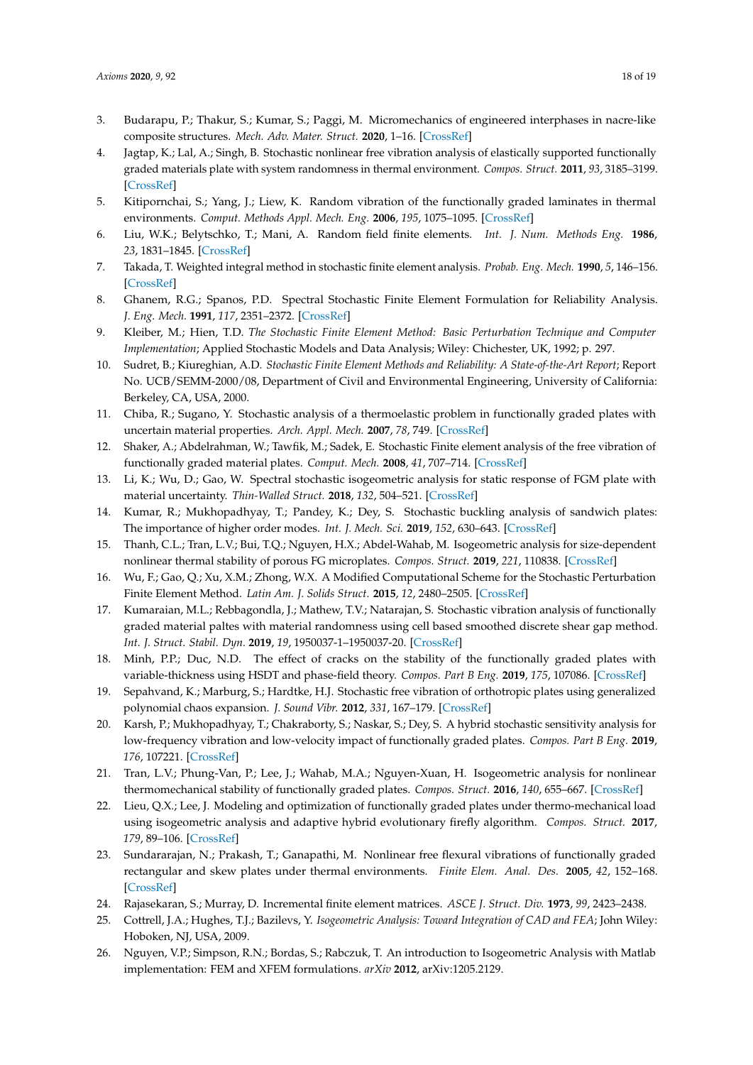3. Budarapu, P.; Thakur, S.; Kumar, S.; Paggi, M. Micromechanics of engineered interphases in nacre-like composite structures. *Mech. Adv. Mater. Struct.* **2020**, 1–16. [CrossRef]
4. Jagtap, K.; Lal, A.; Singh, B. Stochastic nonlinear free vibration analysis of elastically supported functionally graded materials plate with system randomness in thermal environment. *Compos. Struct.* **2011**, *93*, 3185–3199. [CrossRef]
5. Kitipornchai, S.; Yang, J.; Liew, K. Random vibration of the functionally graded laminates in thermal environments. *Comput. Methods Appl. Mech. Eng.* **2006**, *195*, 1075–1095. [CrossRef]
6. Liu, W.K.; Belytschko, T.; Mani, A. Random field finite elements. *Int. J. Num. Methods Eng.* **1986**, *23*, 1831–1845. [CrossRef]
7. Takada, T. Weighted integral method in stochastic finite element analysis. *Probab. Eng. Mech.* **1990**, *5*, 146–156. [CrossRef]
8. Ghanem, R.G.; Spanos, P.D. Spectral Stochastic Finite Element Formulation for Reliability Analysis. *J. Eng. Mech.* **1991**, *117*, 2351–2372. [CrossRef]
9. Kleiber, M.; Hien, T.D. *The Stochastic Finite Element Method: Basic Perturbation Technique and Computer Implementation*; Applied Stochastic Models and Data Analysis; Wiley: Chichester, UK, 1992; p. 297.
10. Sudret, B.; Kiureghian, A.D. *Stochastic Finite Element Methods and Reliability: A State-of-the-Art Report*; Report No. UCB/SEMM-2000/08, Department of Civil and Environmental Engineering, University of California: Berkeley, CA, USA, 2000.
11. Chiba, R.; Sugano, Y. Stochastic analysis of a thermoelastic problem in functionally graded plates with uncertain material properties. *Arch. Appl. Mech.* **2007**, *78*, 749. [CrossRef]
12. Shaker, A.; Abdelrahman, W.; Tawfik, M.; Sadek, E. Stochastic Finite element analysis of the free vibration of functionally graded material plates. *Comput. Mech.* **2008**, *41*, 707–714. [CrossRef]
13. Li, K.; Wu, D.; Gao, W. Spectral stochastic isogeometric analysis for static response of FGM plate with material uncertainty. *Thin-Walled Struct.* **2018**, *132*, 504–521. [CrossRef]
14. Kumar, R.; Mukhopadhyay, T.; Pandey, K.; Dey, S. Stochastic buckling analysis of sandwich plates: The importance of higher order modes. *Int. J. Mech. Sci.* **2019**, *152*, 630–643. [CrossRef]
15. Thanh, C.L.; Tran, L.V.; Bui, T.Q.; Nguyen, H.X.; Abdel-Wahab, M. Isogeometric analysis for size-dependent nonlinear thermal stability of porous FG microplates. *Compos. Struct.* **2019**, *221*, 110838. [CrossRef]
16. Wu, F.; Gao, Q.; Xu, X.M.; Zhong, W.X. A Modified Computational Scheme for the Stochastic Perturbation Finite Element Method. *Latin Am. J. Solids Struct.* **2015**, *12*, 2480–2505. [CrossRef]
17. Kumaraian, M.L.; Rebbagondla, J.; Mathew, T.V.; Natarajan, S. Stochastic vibration analysis of functionally graded material paltes with material randomness using cell based smoothed discrete shear gap method. *Int. J. Struct. Stabil. Dyn.* **2019**, *19*, 1950037-1–1950037-20. [CrossRef]
18. Minh, P.P.; Duc, N.D. The effect of cracks on the stability of the functionally graded plates with variable-thickness using HSDT and phase-field theory. *Compos. Part B Eng.* **2019**, *175*, 107086. [CrossRef]
19. Sepahvand, K.; Marburg, S.; Hardtke, H.J. Stochastic free vibration of orthotropic plates using generalized polynomial chaos expansion. *J. Sound Vibr.* **2012**, *331*, 167–179. [CrossRef]
20. Karsh, P.; Mukhopadhyay, T.; Chakraborty, S.; Naskar, S.; Dey, S. A hybrid stochastic sensitivity analysis for low-frequency vibration and low-velocity impact of functionally graded plates. *Compos. Part B Eng.* **2019**, *176*, 107221. [CrossRef]
21. Tran, L.V.; Phung-Van, P.; Lee, J.; Wahab, M.A.; Nguyen-Xuan, H. Isogeometric analysis for nonlinear thermomechanical stability of functionally graded plates. *Compos. Struct.* **2016**, *140*, 655–667. [CrossRef]
22. Lieu, Q.X.; Lee, J. Modeling and optimization of functionally graded plates under thermo-mechanical load using isogeometric analysis and adaptive hybrid evolutionary firefly algorithm. *Compos. Struct.* **2017**, *179*, 89–106. [CrossRef]
23. Sundararajan, N.; Prakash, T.; Ganapathi, M. Nonlinear free flexural vibrations of functionally graded rectangular and skew plates under thermal environments. *Finite Elem. Anal. Des.* **2005**, *42*, 152–168. [CrossRef]
24. Rajasekaran, S.; Murray, D. Incremental finite element matrices. *ASCE J. Struct. Div.* **1973**, *99*, 2423–2438.
25. Cottrell, J.A.; Hughes, T.J.; Bazilevs, Y. *Isogeometric Analysis: Toward Integration of CAD and FEA*; John Wiley: Hoboken, NJ, USA, 2009.
26. Nguyen, V.P.; Simpson, R.N.; Bordas, S.; Rabczuk, T. An introduction to Isogeometric Analysis with Matlab implementation: FEM and XFEM formulations. *arXiv* **2012**, arXiv:1205.2129.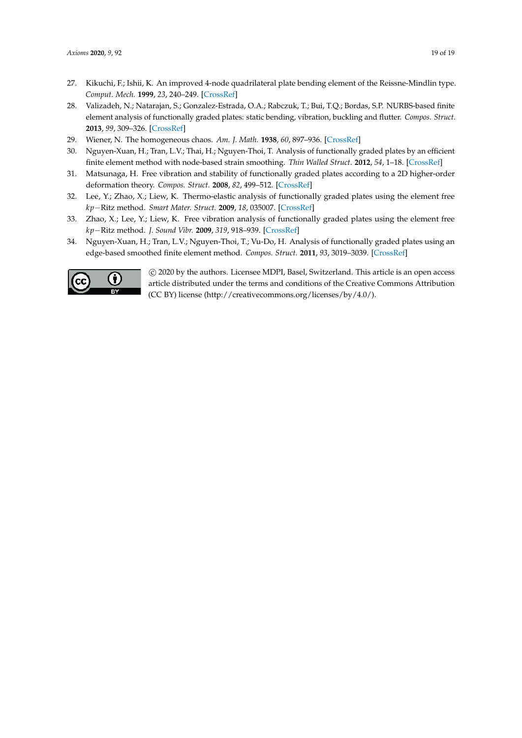27. Kikuchi, F.; Ishii, K. An improved 4-node quadrilateral plate bending element of the Reissne-Mindlin type. *Comput. Mech.* **1999**, *23*, 240–249. [CrossRef]
28. Valizadeh, N.; Natarajan, S.; Gonzalez-Estrada, O.A.; Rabczuk, T.; Bui, T.Q.; Bordas, S.P. NURBS-based finite element analysis of functionally graded plates: static bending, vibration, buckling and flutter. *Compos. Struct.* **2013**, *99*, 309–326. [CrossRef]
29. Wiener, N. The homogeneous chaos. *Am. J. Math.* **1938**, *60*, 897–936. [CrossRef]
30. Nguyen-Xuan, H.; Tran, L.V.; Thai, H.; Nguyen-Thoi, T. Analysis of functionally graded plates by an efficient finite element method with node-based strain smoothing. *Thin Walled Struct.* **2012**, *54*, 1–18. [CrossRef]
31. Matsunaga, H. Free vibration and stability of functionally graded plates according to a 2D higher-order deformation theory. *Compos. Struct.* **2008**, *82*, 499–512. [CrossRef]
32. Lee, Y.; Zhao, X.; Liew, K. Thermo-elastic analysis of functionally graded plates using the element free $kp-$Ritz method. *Smart Mater. Struct.* **2009**, *18*, 035007. [CrossRef]
33. Zhao, X.; Lee, Y.; Liew, K. Free vibration analysis of functionally graded plates using the element free $kp-$Ritz method. *J. Sound Vibr.* **2009**, *319*, 918–939. [CrossRef]
34. Nguyen-Xuan, H.; Tran, L.V.; Nguyen-Thoi, T.; Vu-Do, H. Analysis of functionally graded plates using an edge-based smoothed finite element method. *Compos. Struct.* **2011**, *93*, 3019–3039. [CrossRef]

© 2020 by the authors. Licensee MDPI, Basel, Switzerland. This article is an open access article distributed under the terms and conditions of the Creative Commons Attribution (CC BY) license (http://creativecommons.org/licenses/by/4.0/).